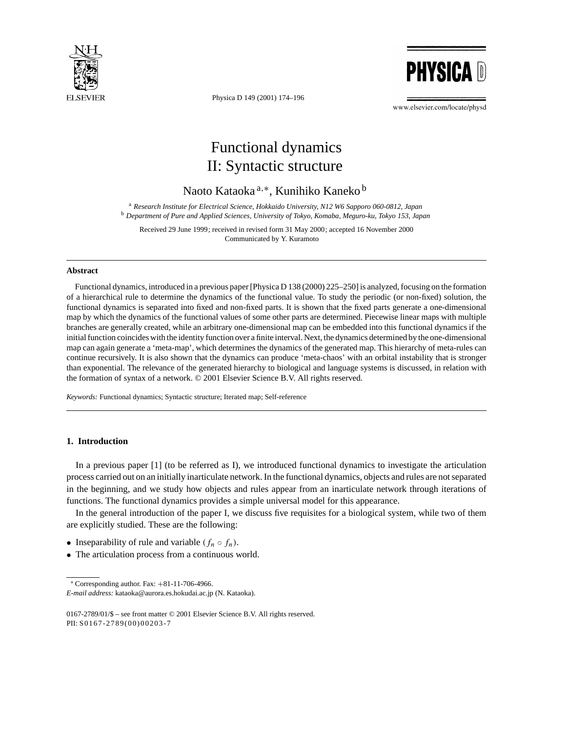# Functional dynamics
# II: Syntactic structure

Naoto Kataoka [a,*], Kunihiko Kaneko [b]

[a] *Research Institute for Electrical Science, Hokkaido University, N12 W6 Sapporo 060-0812, Japan*
[b] *Department of Pure and Applied Sciences, University of Tokyo, Komaba, Meguro-ku, Tokyo 153, Japan*

Received 29 June 1999; received in revised form 31 May 2000; accepted 16 November 2000
Communicated by Y. Kuramoto

## Abstract

Functional dynamics, introduced in a previous paper [Physica D 138 (2000) 225–250] is analyzed, focusing on the formation of a hierarchical rule to determine the dynamics of the functional value. To study the periodic (or non-fixed) solution, the functional dynamics is separated into fixed and non-fixed parts. It is shown that the fixed parts generate a one-dimensional map by which the dynamics of the functional values of some other parts are determined. Piecewise linear maps with multiple branches are generally created, while an arbitrary one-dimensional map can be embedded into this functional dynamics if the initial function coincides with the identity function over a finite interval. Next, the dynamics determined by the one-dimensional map can again generate a 'meta-map', which determines the dynamics of the generated map. This hierarchy of meta-rules can continue recursively. It is also shown that the dynamics can produce 'meta-chaos' with an orbital instability that is stronger than exponential. The relevance of the generated hierarchy to biological and language systems is discussed, in relation with the formation of syntax of a network. © 2001 Elsevier Science B.V. All rights reserved.

*Keywords:* Functional dynamics; Syntactic structure; Iterated map; Self-reference

## 1. Introduction

In a previous paper [1] (to be referred as I), we introduced functional dynamics to investigate the articulation process carried out on an initially inarticulate network. In the functional dynamics, objects and rules are not separated in the beginning, and we study how objects and rules appear from an inarticulate network through iterations of functions. The functional dynamics provides a simple universal model for this appearance.

In the general introduction of the paper I, we discuss five requisites for a biological system, while two of them are explicitly studied. These are the following:

- Inseparability of rule and variable ($f_n \circ f_n$).
- The articulation process from a continuous world.

* Corresponding author. Fax: +81-11-706-4966.
*E-mail address:* kataoka@aurora.es.hokudai.ac.jp (N. Kataoka).

0167-2789/01/$ – see front matter © 2001 Elsevier Science B.V. All rights reserved.
PII: S0167-2789(00)00203-7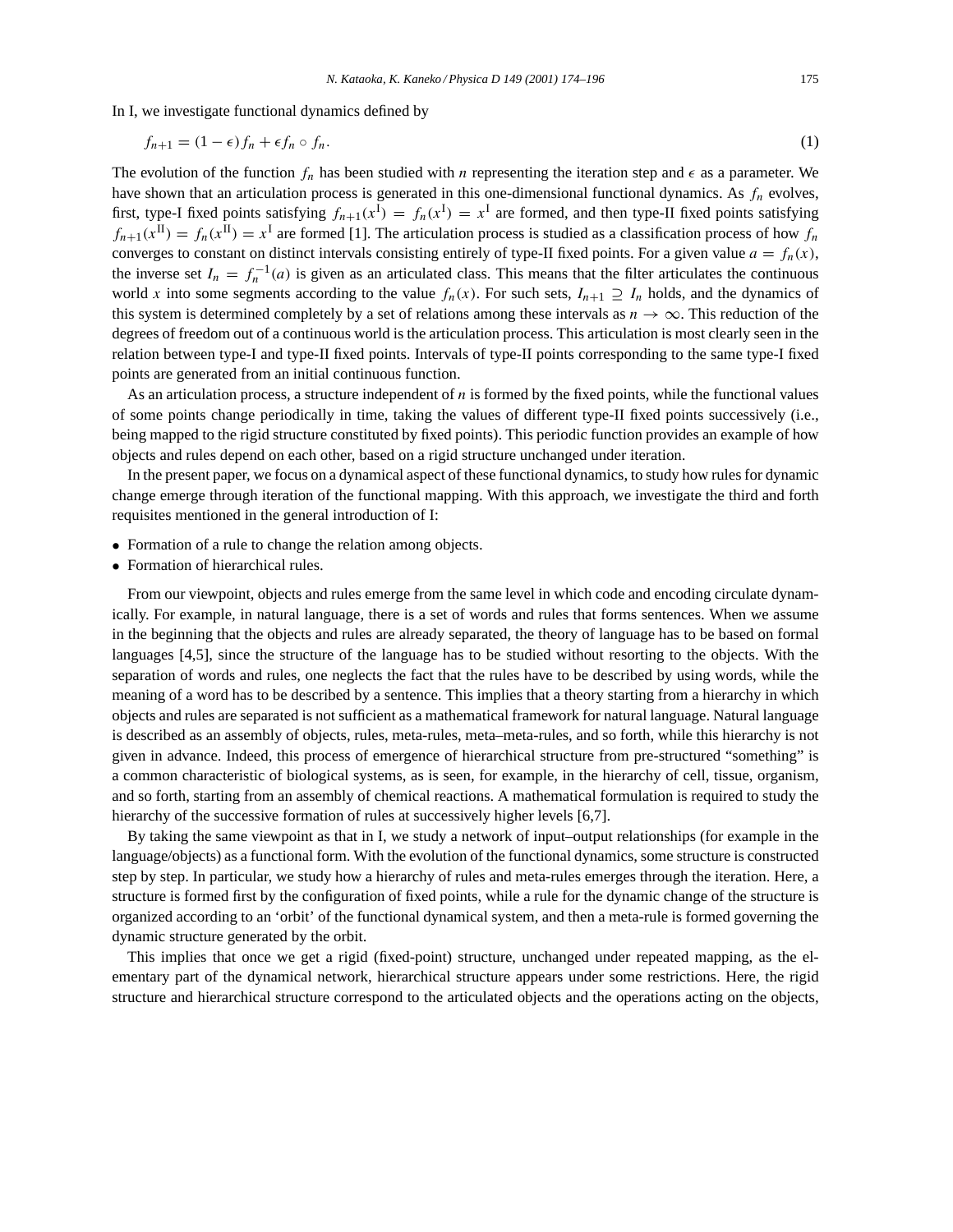In I, we investigate functional dynamics defined by

$$f_{n+1} = (1-\epsilon)f_n + \epsilon f_n \circ f_n. \tag{1}$$

The evolution of the function $f_n$ has been studied with $n$ representing the iteration step and $\epsilon$ as a parameter. We have shown that an articulation process is generated in this one-dimensional functional dynamics. As $f_n$ evolves, first, type-I fixed points satisfying $f_{n+1}(x^{\mathrm{I}}) = f_n(x^{\mathrm{I}}) = x^{\mathrm{I}}$ are formed, and then type-II fixed points satisfying $f_{n+1}(x^{\mathrm{II}}) = f_n(x^{\mathrm{II}}) = x^{\mathrm{I}}$ are formed [1]. The articulation process is studied as a classification process of how $f_n$ converges to constant on distinct intervals consisting entirely of type-II fixed points. For a given value $a = f_n(x)$, the inverse set $I_n = f_n^{-1}(a)$ is given as an articulated class. This means that the filter articulates the continuous world $x$ into some segments according to the value $f_n(x)$. For such sets, $I_{n+1} \supseteq I_n$ holds, and the dynamics of this system is determined completely by a set of relations among these intervals as $n \to \infty$. This reduction of the degrees of freedom out of a continuous world is the articulation process. This articulation is most clearly seen in the relation between type-I and type-II fixed points. Intervals of type-II points corresponding to the same type-I fixed points are generated from an initial continuous function.

As an articulation process, a structure independent of $n$ is formed by the fixed points, while the functional values of some points change periodically in time, taking the values of different type-II fixed points successively (i.e., being mapped to the rigid structure constituted by fixed points). This periodic function provides an example of how objects and rules depend on each other, based on a rigid structure unchanged under iteration.

In the present paper, we focus on a dynamical aspect of these functional dynamics, to study how rules for dynamic change emerge through iteration of the functional mapping. With this approach, we investigate the third and forth requisites mentioned in the general introduction of I:

- Formation of a rule to change the relation among objects.
- Formation of hierarchical rules.

From our viewpoint, objects and rules emerge from the same level in which code and encoding circulate dynamically. For example, in natural language, there is a set of words and rules that forms sentences. When we assume in the beginning that the objects and rules are already separated, the theory of language has to be based on formal languages [4,5], since the structure of the language has to be studied without resorting to the objects. With the separation of words and rules, one neglects the fact that the rules have to be described by using words, while the meaning of a word has to be described by a sentence. This implies that a theory starting from a hierarchy in which objects and rules are separated is not sufficient as a mathematical framework for natural language. Natural language is described as an assembly of objects, rules, meta-rules, meta–meta-rules, and so forth, while this hierarchy is not given in advance. Indeed, this process of emergence of hierarchical structure from pre-structured “something” is a common characteristic of biological systems, as is seen, for example, in the hierarchy of cell, tissue, organism, and so forth, starting from an assembly of chemical reactions. A mathematical formulation is required to study the hierarchy of the successive formation of rules at successively higher levels [6,7].

By taking the same viewpoint as that in I, we study a network of input–output relationships (for example in the language/objects) as a functional form. With the evolution of the functional dynamics, some structure is constructed step by step. In particular, we study how a hierarchy of rules and meta-rules emerges through the iteration. Here, a structure is formed first by the configuration of fixed points, while a rule for the dynamic change of the structure is organized according to an ‘orbit’ of the functional dynamical system, and then a meta-rule is formed governing the dynamic structure generated by the orbit.

This implies that once we get a rigid (fixed-point) structure, unchanged under repeated mapping, as the elementary part of the dynamical network, hierarchical structure appears under some restrictions. Here, the rigid structure and hierarchical structure correspond to the articulated objects and the operations acting on the objects,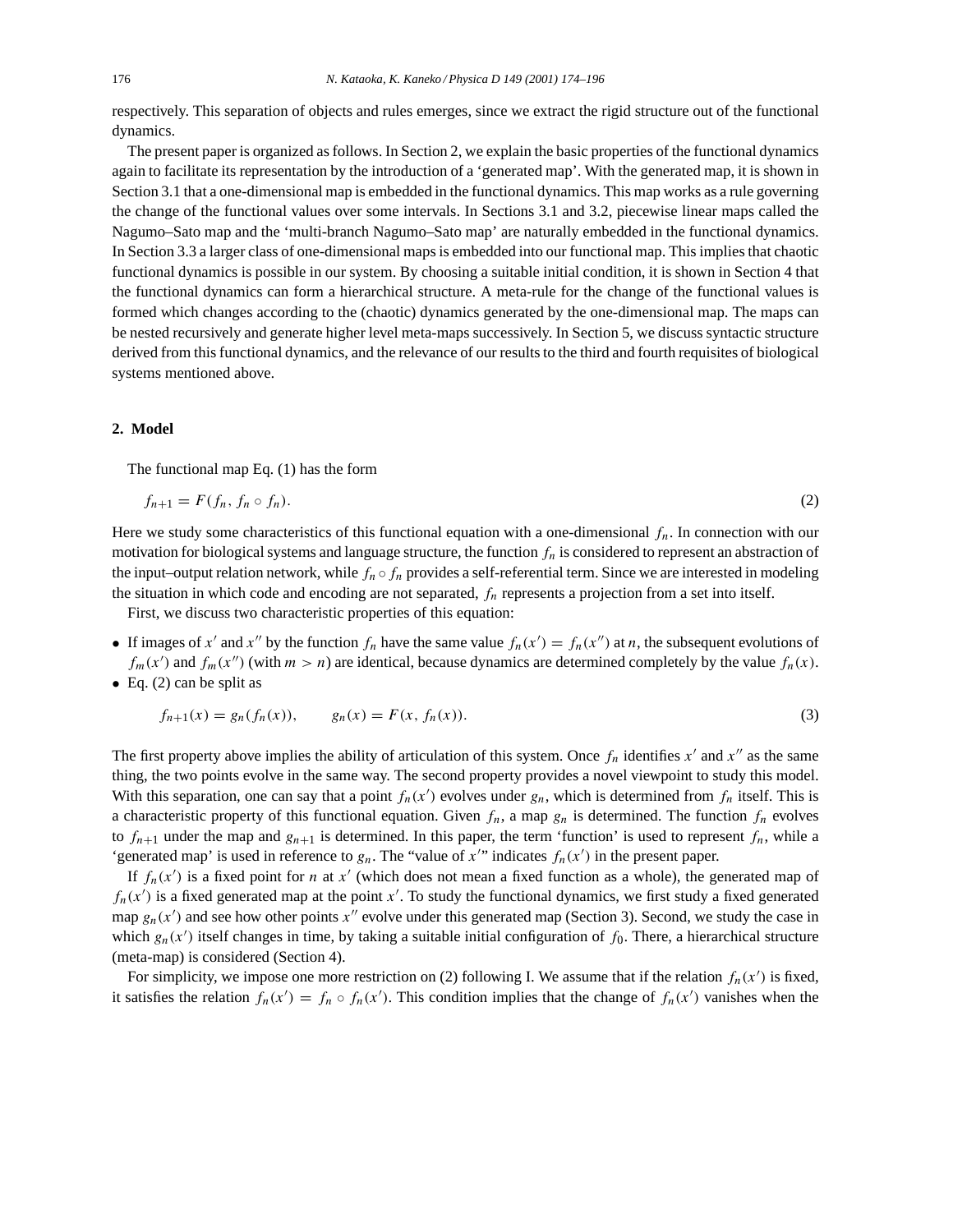respectively. This separation of objects and rules emerges, since we extract the rigid structure out of the functional dynamics.

The present paper is organized as follows. In Section 2, we explain the basic properties of the functional dynamics again to facilitate its representation by the introduction of a 'generated map'. With the generated map, it is shown in Section 3.1 that a one-dimensional map is embedded in the functional dynamics. This map works as a rule governing the change of the functional values over some intervals. In Sections 3.1 and 3.2, piecewise linear maps called the Nagumo–Sato map and the 'multi-branch Nagumo–Sato map' are naturally embedded in the functional dynamics. In Section 3.3 a larger class of one-dimensional maps is embedded into our functional map. This implies that chaotic functional dynamics is possible in our system. By choosing a suitable initial condition, it is shown in Section 4 that the functional dynamics can form a hierarchical structure. A meta-rule for the change of the functional values is formed which changes according to the (chaotic) dynamics generated by the one-dimensional map. The maps can be nested recursively and generate higher level meta-maps successively. In Section 5, we discuss syntactic structure derived from this functional dynamics, and the relevance of our results to the third and fourth requisites of biological systems mentioned above.

## 2. Model

The functional map Eq. (1) has the form

$$f_{n+1} = F(f_n, f_n \circ f_n). \tag{2}$$

Here we study some characteristics of this functional equation with a one-dimensional $f_n$. In connection with our motivation for biological systems and language structure, the function $f_n$ is considered to represent an abstraction of the input–output relation network, while $f_n \circ f_n$ provides a self-referential term. Since we are interested in modeling the situation in which code and encoding are not separated, $f_n$ represents a projection from a set into itself.

First, we discuss two characteristic properties of this equation:

- If images of $x'$ and $x''$ by the function $f_n$ have the same value $f_n(x') = f_n(x'')$ at $n$, the subsequent evolutions of $f_m(x')$ and $f_m(x'')$ (with $m > n$) are identical, because dynamics are determined completely by the value $f_n(x)$.
- Eq. (2) can be split as

$$f_{n+1}(x) = g_n(f_n(x)), \qquad g_n(x) = F(x, f_n(x)). \tag{3}$$

The first property above implies the ability of articulation of this system. Once $f_n$ identifies $x'$ and $x''$ as the same thing, the two points evolve in the same way. The second property provides a novel viewpoint to study this model. With this separation, one can say that a point $f_n(x')$ evolves under $g_n$, which is determined from $f_n$ itself. This is a characteristic property of this functional equation. Given $f_n$, a map $g_n$ is determined. The function $f_n$ evolves to $f_{n+1}$ under the map and $g_{n+1}$ is determined. In this paper, the term 'function' is used to represent $f_n$, while a 'generated map' is used in reference to $g_n$. The "value of $x'$" indicates $f_n(x')$ in the present paper.

If $f_n(x')$ is a fixed point for $n$ at $x'$ (which does not mean a fixed function as a whole), the generated map of $f_n(x')$ is a fixed generated map at the point $x'$. To study the functional dynamics, we first study a fixed generated map $g_n(x')$ and see how other points $x''$ evolve under this generated map (Section 3). Second, we study the case in which $g_n(x')$ itself changes in time, by taking a suitable initial configuration of $f_0$. There, a hierarchical structure (meta-map) is considered (Section 4).

For simplicity, we impose one more restriction on (2) following I. We assume that if the relation $f_n(x')$ is fixed, it satisfies the relation $f_n(x') = f_n \circ f_n(x')$. This condition implies that the change of $f_n(x')$ vanishes when the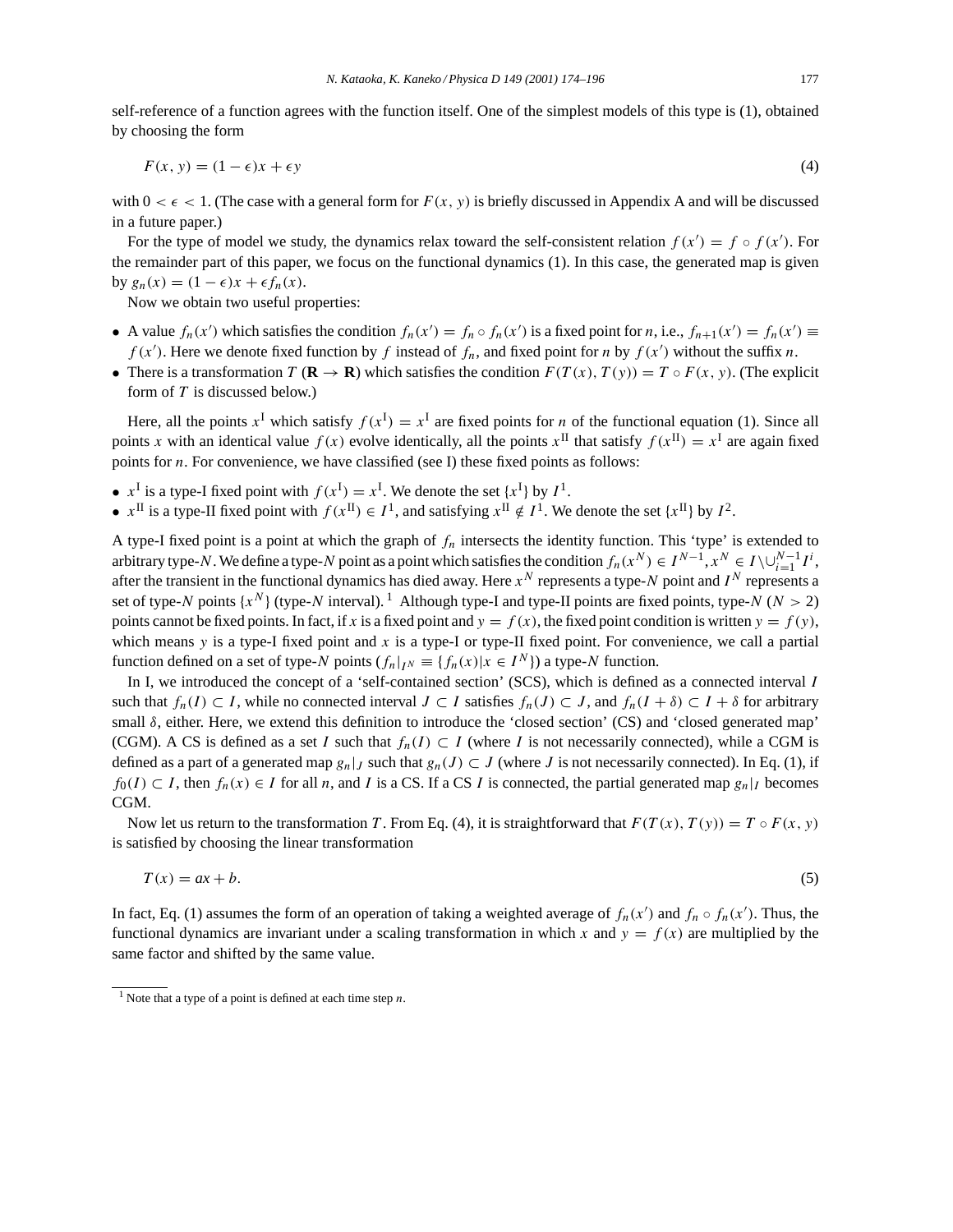self-reference of a function agrees with the function itself. One of the simplest models of this type is (1), obtained by choosing the form

$$F(x, y) = (1 - \epsilon)x + \epsilon y \tag{4}$$

with $0 < \epsilon < 1$. (The case with a general form for $F(x, y)$ is briefly discussed in Appendix A and will be discussed in a future paper.)

For the type of model we study, the dynamics relax toward the self-consistent relation $f(x') = f \circ f(x')$. For the remainder part of this paper, we focus on the functional dynamics (1). In this case, the generated map is given by $g_n(x) = (1 - \epsilon)x + \epsilon f_n(x)$.

Now we obtain two useful properties:

- A value $f_n(x')$ which satisfies the condition $f_n(x') = f_n \circ f_n(x')$ is a fixed point for $n$, i.e., $f_{n+1}(x') = f_n(x') \equiv f(x')$. Here we denote fixed function by $f$ instead of $f_n$, and fixed point for $n$ by $f(x')$ without the suffix $n$.
- There is a transformation $T$ ($\mathbf{R} \to \mathbf{R}$) which satisfies the condition $F(T(x), T(y)) = T \circ F(x, y)$. (The explicit form of $T$ is discussed below.)

Here, all the points $x^{\mathrm{I}}$ which satisfy $f(x^{\mathrm{I}}) = x^{\mathrm{I}}$ are fixed points for $n$ of the functional equation (1). Since all points $x$ with an identical value $f(x)$ evolve identically, all the points $x^{\mathrm{II}}$ that satisfy $f(x^{\mathrm{II}}) = x^{\mathrm{I}}$ are again fixed points for $n$. For convenience, we have classified (see I) these fixed points as follows:

- $x^{\mathrm{I}}$ is a type-I fixed point with $f(x^{\mathrm{I}}) = x^{\mathrm{I}}$. We denote the set $\{x^{\mathrm{I}}\}$ by $I^1$.
- $x^{\mathrm{II}}$ is a type-II fixed point with $f(x^{\mathrm{II}}) \in I^1$, and satisfying $x^{\mathrm{II}} \notin I^1$. We denote the set $\{x^{\mathrm{II}}\}$ by $I^2$.

A type-I fixed point is a point at which the graph of $f_n$ intersects the identity function. This 'type' is extended to arbitrary type-$N$. We define a type-$N$ point as a point which satisfies the condition $f_n(x^N) \in I^{N-1}, x^N \in I \backslash \cup_{i=1}^{N-1} I^i$, after the transient in the functional dynamics has died away. Here $x^N$ represents a type-$N$ point and $I^N$ represents a set of type-$N$ points $\{x^N\}$ (type-$N$ interval).[1] Although type-I and type-II points are fixed points, type-$N$ ($N > 2$) points cannot be fixed points. In fact, if $x$ is a fixed point and $y = f(x)$, the fixed point condition is written $y = f(y)$, which means $y$ is a type-I fixed point and $x$ is a type-I or type-II fixed point. For convenience, we call a partial function defined on a set of type-$N$ points ($f_n|_{I^N} \equiv \{f_n(x)|x \in I^N\}$) a type-$N$ function.

In I, we introduced the concept of a 'self-contained section' (SCS), which is defined as a connected interval $I$ such that $f_n(I) \subset I$, while no connected interval $J \subset I$ satisfies $f_n(J) \subset J$, and $f_n(I + \delta) \subset I + \delta$ for arbitrary small $\delta$, either. Here, we extend this definition to introduce the 'closed section' (CS) and 'closed generated map' (CGM). A CS is defined as a set $I$ such that $f_n(I) \subset I$ (where $I$ is not necessarily connected), while a CGM is defined as a part of a generated map $g_n|_J$ such that $g_n(J) \subset J$ (where $J$ is not necessarily connected). In Eq. (1), if $f_0(I) \subset I$, then $f_n(x) \in I$ for all $n$, and $I$ is a CS. If a CS $I$ is connected, the partial generated map $g_n|_I$ becomes CGM.

Now let us return to the transformation $T$. From Eq. (4), it is straightforward that $F(T(x), T(y)) = T \circ F(x, y)$ is satisfied by choosing the linear transformation

$$T(x) = ax + b. \tag{5}$$

In fact, Eq. (1) assumes the form of an operation of taking a weighted average of $f_n(x')$ and $f_n \circ f_n(x')$. Thus, the functional dynamics are invariant under a scaling transformation in which $x$ and $y = f(x)$ are multiplied by the same factor and shifted by the same value.

[1] Note that a type of a point is defined at each time step $n$.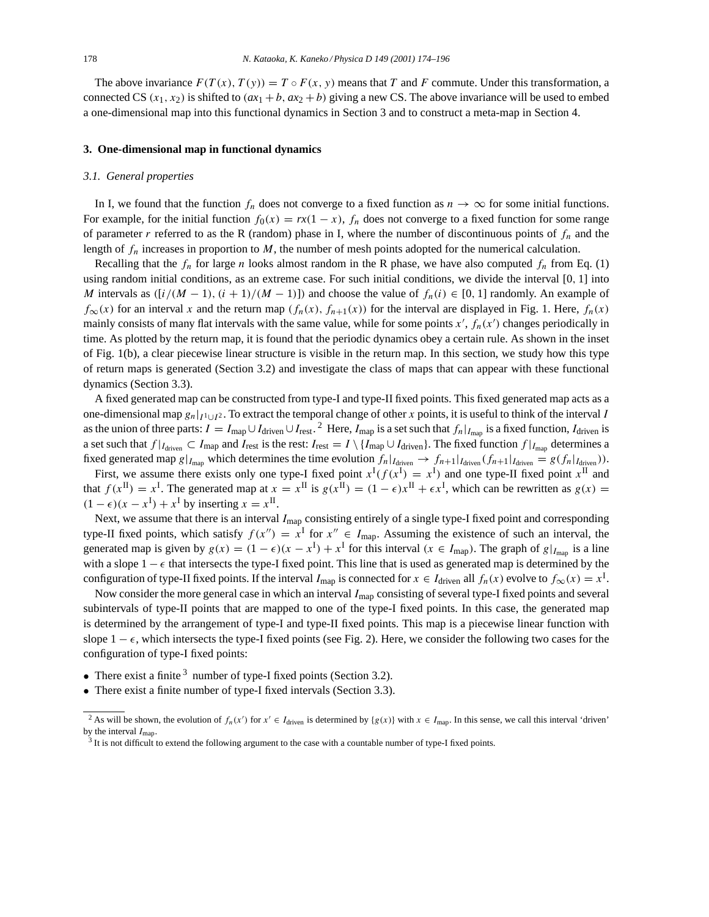The above invariance $F(T(x), T(y)) = T \circ F(x, y)$ means that $T$ and $F$ commute. Under this transformation, a connected CS $(x_1, x_2)$ is shifted to $(ax_1 + b, ax_2 + b)$ giving a new CS. The above invariance will be used to embed a one-dimensional map into this functional dynamics in Section 3 and to construct a meta-map in Section 4.

## 3. One-dimensional map in functional dynamics

### 3.1. General properties

In I, we found that the function $f_n$ does not converge to a fixed function as $n \to \infty$ for some initial functions. For example, for the initial function $f_0(x) = rx(1-x)$, $f_n$ does not converge to a fixed function for some range of parameter $r$ referred to as the R (random) phase in I, where the number of discontinuous points of $f_n$ and the length of $f_n$ increases in proportion to $M$, the number of mesh points adopted for the numerical calculation.

Recalling that the $f_n$ for large $n$ looks almost random in the R phase, we have also computed $f_n$ from Eq. (1) using random initial conditions, as an extreme case. For such initial conditions, we divide the interval $[0, 1]$ into $M$ intervals as $([i/(M-1), (i+1)/(M-1)])$ and choose the value of $f_n(i) \in [0, 1]$ randomly. An example of $f_\infty(x)$ for an interval $x$ and the return map $(f_n(x), f_{n+1}(x))$ for the interval are displayed in Fig. 1. Here, $f_n(x)$ mainly consists of many flat intervals with the same value, while for some points $x'$, $f_n(x')$ changes periodically in time. As plotted by the return map, it is found that the periodic dynamics obey a certain rule. As shown in the inset of Fig. 1(b), a clear piecewise linear structure is visible in the return map. In this section, we study how this type of return maps is generated (Section 3.2) and investigate the class of maps that can appear with these functional dynamics (Section 3.3).

A fixed generated map can be constructed from type-I and type-II fixed points. This fixed generated map acts as a one-dimensional map $g_n|_{I^1 \cup I^2}$. To extract the temporal change of other $x$ points, it is useful to think of the interval $I$ as the union of three parts: $I = I_{\text{map}} \cup I_{\text{driven}} \cup I_{\text{rest}}$.[2] Here, $I_{\text{map}}$ is a set such that $f_n|_{I_{\text{map}}}$ is a fixed function, $I_{\text{driven}}$ is a set such that $f|_{I_{\text{driven}}} \subset I_{\text{map}}$ and $I_{\text{rest}}$ is the rest: $I_{\text{rest}} = I \setminus \{I_{\text{map}} \cup I_{\text{driven}}\}$. The fixed function $f|_{I_{\text{map}}}$ determines a fixed generated map $g|_{I_{\text{map}}}$ which determines the time evolution $f_n|_{I_{\text{driven}}} \to f_{n+1}|_{I_{\text{driven}}}(f_{n+1}|_{I_{\text{driven}}} = g(f_n|_{I_{\text{driven}}}))$.

First, we assume there exists only one type-I fixed point $x^{\text{I}}(f(x^{\text{I}}) = x^{\text{I}})$ and one type-II fixed point $x^{\text{II}}$ and that $f(x^{\text{II}}) = x^{\text{I}}$. The generated map at $x = x^{\text{II}}$ is $g(x^{\text{II}}) = (1-\epsilon)x^{\text{II}} + \epsilon x^{\text{I}}$, which can be rewritten as $g(x) = (1-\epsilon)(x - x^{\text{I}}) + x^{\text{I}}$ by inserting $x = x^{\text{II}}$.

Next, we assume that there is an interval $I_{\text{map}}$ consisting entirely of a single type-I fixed point and corresponding type-II fixed points, which satisfy $f(x'') = x^{\text{I}}$ for $x'' \in I_{\text{map}}$. Assuming the existence of such an interval, the generated map is given by $g(x) = (1-\epsilon)(x - x^{\text{I}}) + x^{\text{I}}$ for this interval $(x \in I_{\text{map}})$. The graph of $g|_{I_{\text{map}}}$ is a line with a slope $1-\epsilon$ that intersects the type-I fixed point. This line that is used as generated map is determined by the configuration of type-II fixed points. If the interval $I_{\text{map}}$ is connected for $x \in I_{\text{driven}}$ all $f_n(x)$ evolve to $f_\infty(x) = x^{\text{I}}$.

Now consider the more general case in which an interval $I_{\text{map}}$ consisting of several type-I fixed points and several subintervals of type-II points that are mapped to one of the type-I fixed points. In this case, the generated map is determined by the arrangement of type-I and type-II fixed points. This map is a piecewise linear function with slope $1-\epsilon$, which intersects the type-I fixed points (see Fig. 2). Here, we consider the following two cases for the configuration of type-I fixed points:

- There exist a finite[3] number of type-I fixed points (Section 3.2).
- There exist a finite number of type-I fixed intervals (Section 3.3).

---

[2] As will be shown, the evolution of $f_n(x')$ for $x' \in I_{\text{driven}}$ is determined by $\{g(x)\}$ with $x \in I_{\text{map}}$. In this sense, we call this interval 'driven' by the interval $I_{\text{map}}$.

[3] It is not difficult to extend the following argument to the case with a countable number of type-I fixed points.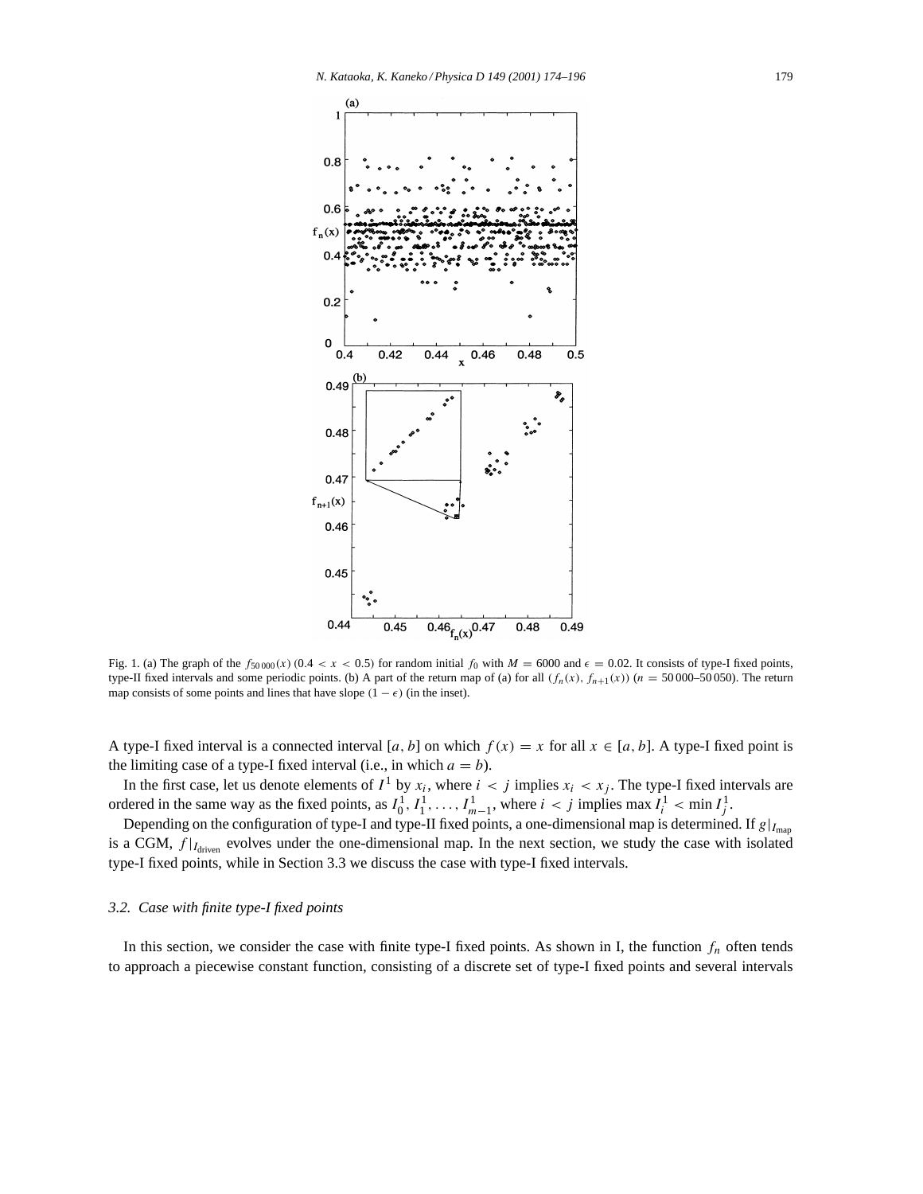Fig. 1. (a) The graph of the $f_{50\,000}(x)$ $(0.4 < x < 0.5)$ for random initial $f_0$ with $M = 6000$ and $\epsilon = 0.02$. It consists of type-I fixed points, type-II fixed intervals and some periodic points. (b) A part of the return map of (a) for all $(f_n(x), f_{n+1}(x))$ $(n = 50\,000$–$50\,050)$. The return map consists of some points and lines that have slope $(1 - \epsilon)$ (in the inset).

A type-I fixed interval is a connected interval $[a, b]$ on which $f(x) = x$ for all $x \in [a, b]$. A type-I fixed point is the limiting case of a type-I fixed interval (i.e., in which $a = b$).

In the first case, let us denote elements of $I^1$ by $x_i$, where $i < j$ implies $x_i < x_j$. The type-I fixed intervals are ordered in the same way as the fixed points, as $I_0^1, I_1^1, \ldots, I_{m-1}^1$, where $i < j$ implies $\max I_i^1 < \min I_j^1$.

Depending on the configuration of type-I and type-II fixed points, a one-dimensional map is determined. If $g|_{I_{\mathrm{map}}}$ is a CGM, $f|_{I_{\mathrm{driven}}}$ evolves under the one-dimensional map. In the next section, we study the case with isolated type-I fixed points, while in Section 3.3 we discuss the case with type-I fixed intervals.

### 3.2. Case with finite type-I fixed points

In this section, we consider the case with finite type-I fixed points. As shown in I, the function $f_n$ often tends to approach a piecewise constant function, consisting of a discrete set of type-I fixed points and several intervals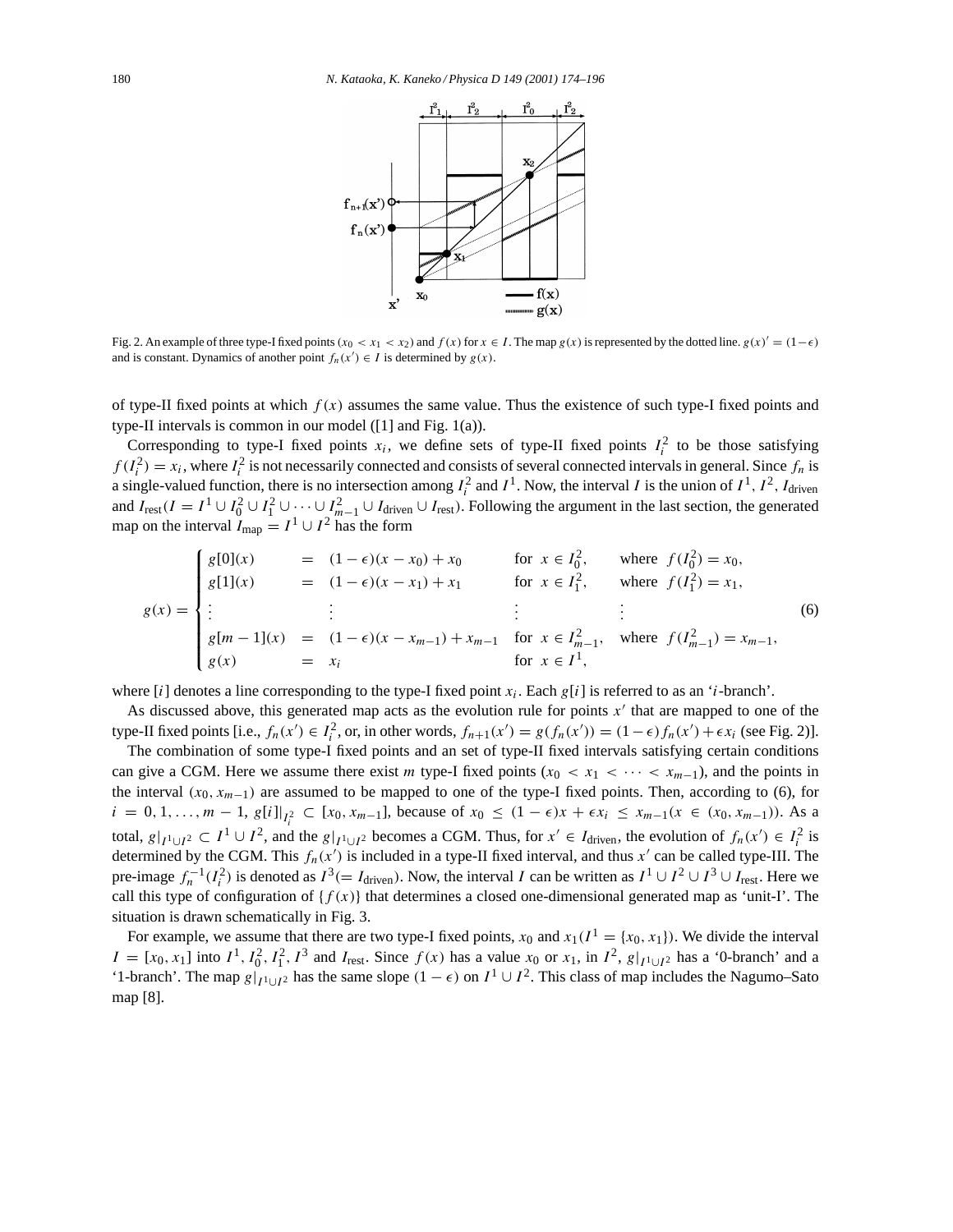Fig. 2. An example of three type-I fixed points ($x_0 < x_1 < x_2$) and $f(x)$ for $x \in I$. The map $g(x)$ is represented by the dotted line. $g(x)' = (1-\epsilon)$ and is constant. Dynamics of another point $f_n(x') \in I$ is determined by $g(x)$.

of type-II fixed points at which $f(x)$ assumes the same value. Thus the existence of such type-I fixed points and type-II intervals is common in our model ([1] and Fig. 1(a)).

Corresponding to type-I fixed points $x_i$, we define sets of type-II fixed points $I_i^2$ to be those satisfying $f(I_i^2) = x_i$, where $I_i^2$ is not necessarily connected and consists of several connected intervals in general. Since $f_n$ is a single-valued function, there is no intersection among $I_i^2$ and $I^1$. Now, the interval $I$ is the union of $I^1$, $I^2$, $I_{\text{driven}}$ and $I_{\text{rest}}(I = I^1 \cup I_0^2 \cup I_1^2 \cup \cdots \cup I_{m-1}^2 \cup I_{\text{driven}} \cup I_{\text{rest}})$. Following the argument in the last section, the generated map on the interval $I_{\text{map}} = I^1 \cup I^2$ has the form

$$
g(x) = \begin{cases}
g[0](x) & = \ (1-\epsilon)(x - x_0) + x_0 \quad \text{for } x \in I_0^2, \quad \text{where } f(I_0^2) = x_0, \\
g[1](x) & = \ (1-\epsilon)(x - x_1) + x_1 \quad \text{for } x \in I_1^2, \quad \text{where } f(I_1^2) = x_1, \\
\vdots & \quad \vdots \qquad\qquad\qquad\qquad\qquad \vdots \qquad\qquad\qquad \vdots \\
g[m-1](x) & = \ (1-\epsilon)(x - x_{m-1}) + x_{m-1} \quad \text{for } x \in I_{m-1}^2, \quad \text{where } f(I_{m-1}^2) = x_{m-1}, \\
g(x) & = \ x_i \quad \text{for } x \in I^1,
\end{cases}
\tag{6}
$$

where $[i]$ denotes a line corresponding to the type-I fixed point $x_i$. Each $g[i]$ is referred to as an '$i$-branch'.

As discussed above, this generated map acts as the evolution rule for points $x'$ that are mapped to one of the type-II fixed points [i.e., $f_n(x') \in I_i^2$, or, in other words, $f_{n+1}(x') = g(f_n(x')) = (1-\epsilon) f_n(x') + \epsilon x_i$ (see Fig. 2)].

The combination of some type-I fixed points and an set of type-II fixed intervals satisfying certain conditions can give a CGM. Here we assume there exist $m$ type-I fixed points ($x_0 < x_1 < \cdots < x_{m-1}$), and the points in the interval $(x_0, x_{m-1})$ are assumed to be mapped to one of the type-I fixed points. Then, according to (6), for $i = 0, 1, \ldots, m-1$, $g[i]|_{I_i^2} \subset [x_0, x_{m-1}]$, because of $x_0 \leq (1-\epsilon)x + \epsilon x_i \leq x_{m-1} (x \in (x_0, x_{m-1}))$. As a total, $g|_{I^1 \cup I^2} \subset I^1 \cup I^2$, and the $g|_{I^1 \cup I^2}$ becomes a CGM. Thus, for $x' \in I_{\text{driven}}$, the evolution of $f_n(x') \in I_i^2$ is determined by the CGM. This $f_n(x')$ is included in a type-II fixed interval, and thus $x'$ can be called type-III. The pre-image $f_n^{-1}(I_i^2)$ is denoted as $I^3(= I_{\text{driven}})$. Now, the interval $I$ can be written as $I^1 \cup I^2 \cup I^3 \cup I_{\text{rest}}$. Here we call this type of configuration of $\{f(x)\}$ that determines a closed one-dimensional generated map as 'unit-I'. The situation is drawn schematically in Fig. 3.

For example, we assume that there are two type-I fixed points, $x_0$ and $x_1 (I^1 = \{x_0, x_1\})$. We divide the interval $I = [x_0, x_1]$ into $I^1$, $I_0^2$, $I_1^2$, $I^3$ and $I_{\text{rest}}$. Since $f(x)$ has a value $x_0$ or $x_1$, in $I^2$, $g|_{I^1 \cup I^2}$ has a '0-branch' and a '1-branch'. The map $g|_{I^1 \cup I^2}$ has the same slope $(1-\epsilon)$ on $I^1 \cup I^2$. This class of map includes the Nagumo–Sato map [8].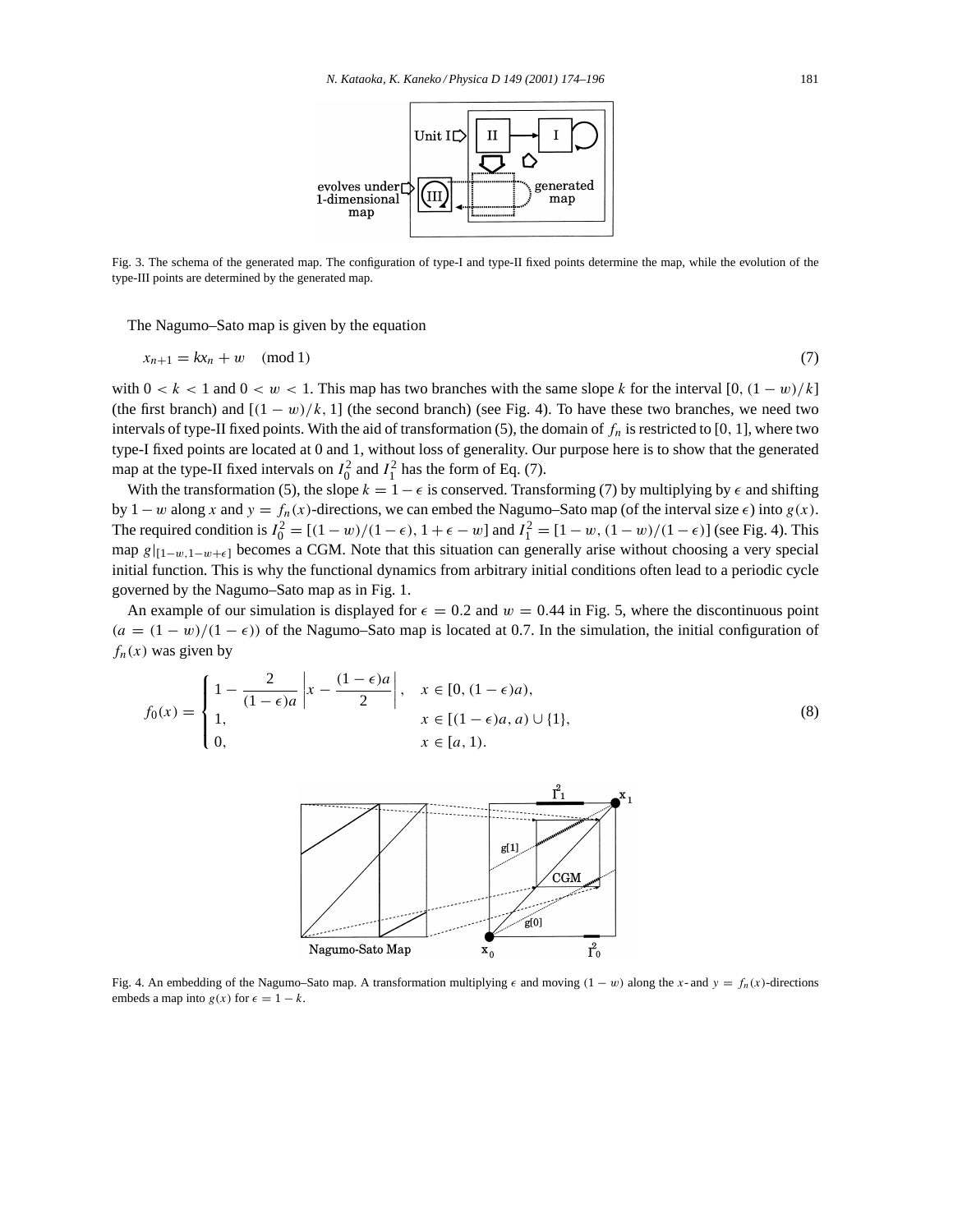Fig. 3. The schema of the generated map. The configuration of type-I and type-II fixed points determine the map, while the evolution of the type-III points are determined by the generated map.

The Nagumo–Sato map is given by the equation

$$x_{n+1} = kx_n + w \pmod 1 \tag{7}$$

with $0 < k < 1$ and $0 < w < 1$. This map has two branches with the same slope $k$ for the interval $[0, (1-w)/k]$ (the first branch) and $[(1-w)/k, 1]$ (the second branch) (see Fig. 4). To have these two branches, we need two intervals of type-II fixed points. With the aid of transformation (5), the domain of $f_n$ is restricted to $[0, 1]$, where two type-I fixed points are located at 0 and 1, without loss of generality. Our purpose here is to show that the generated map at the type-II fixed intervals on $I_0^2$ and $I_1^2$ has the form of Eq. (7).

With the transformation (5), the slope $k = 1 - \epsilon$ is conserved. Transforming (7) by multiplying by $\epsilon$ and shifting by $1 - w$ along $x$ and $y = f_n(x)$-directions, we can embed the Nagumo–Sato map (of the interval size $\epsilon$) into $g(x)$. The required condition is $I_0^2 = [(1-w)/(1-\epsilon), 1 + \epsilon - w]$ and $I_1^2 = [1 - w, (1-w)/(1-\epsilon)]$ (see Fig. 4). This map $g|_{[1-w,1-w+\epsilon]}$ becomes a CGM. Note that this situation can generally arise without choosing a very special initial function. This is why the functional dynamics from arbitrary initial conditions often lead to a periodic cycle governed by the Nagumo–Sato map as in Fig. 1.

An example of our simulation is displayed for $\epsilon = 0.2$ and $w = 0.44$ in Fig. 5, where the discontinuous point $(a = (1-w)/(1-\epsilon))$ of the Nagumo–Sato map is located at 0.7. In the simulation, the initial configuration of $f_n(x)$ was given by

$$f_0(x) = \begin{cases} 1 - \dfrac{2}{(1-\epsilon)a}\left|x - \dfrac{(1-\epsilon)a}{2}\right|, & x \in [0, (1-\epsilon)a), \\ 1, & x \in [(1-\epsilon)a, a) \cup \{1\}, \\ 0, & x \in [a, 1). \end{cases} \tag{8}$$

Fig. 4. An embedding of the Nagumo–Sato map. A transformation multiplying $\epsilon$ and moving $(1-w)$ along the $x$- and $y = f_n(x)$-directions embeds a map into $g(x)$ for $\epsilon = 1 - k$.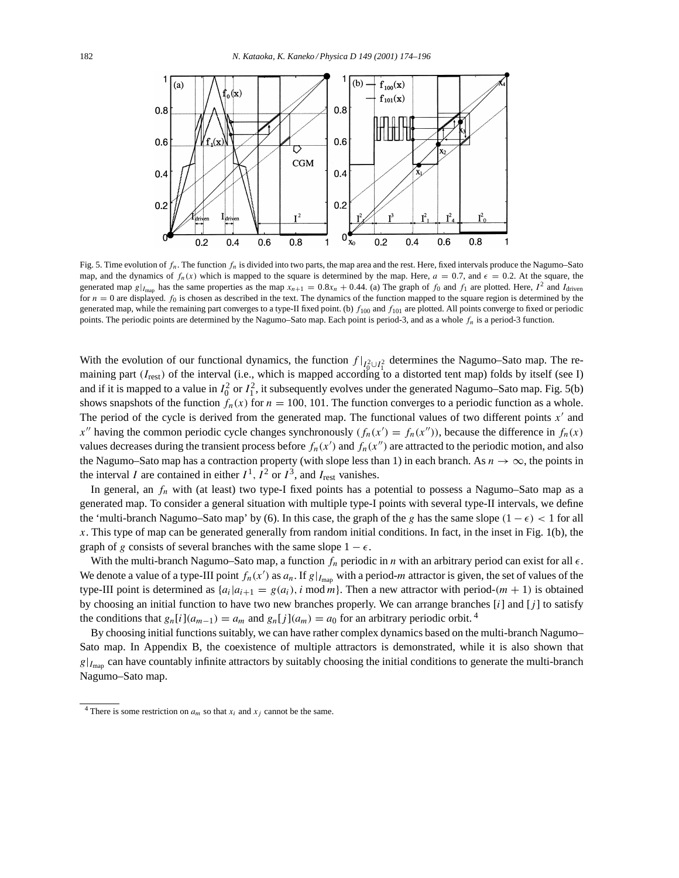Fig. 5. Time evolution of $f_n$. The function $f_n$ is divided into two parts, the map area and the rest. Here, fixed intervals produce the Nagumo–Sato map, and the dynamics of $f_n(x)$ which is mapped to the square is determined by the map. Here, $a = 0.7$, and $\epsilon = 0.2$. At the square, the generated map $g|_{I_{\text{map}}}$ has the same properties as the map $x_{n+1} = 0.8x_n + 0.44$. (a) The graph of $f_0$ and $f_1$ are plotted. Here, $I^2$ and $I_{\text{driven}}$ for $n = 0$ are displayed. $f_0$ is chosen as described in the text. The dynamics of the function mapped to the square region is determined by the generated map, while the remaining part converges to a type-II fixed point. (b) $f_{100}$ and $f_{101}$ are plotted. All points converge to fixed or periodic points. The periodic points are determined by the Nagumo–Sato map. Each point is period-3, and as a whole $f_n$ is a period-3 function.

With the evolution of our functional dynamics, the function $f|_{I_0^2 \cup I_1^2}$ determines the Nagumo–Sato map. The remaining part ($I_{\text{rest}}$) of the interval (i.e., which is mapped according to a distorted tent map) folds by itself (see I) and if it is mapped to a value in $I_0^2$ or $I_1^2$, it subsequently evolves under the generated Nagumo–Sato map. Fig. 5(b) shows snapshots of the function $f_n(x)$ for $n = 100, 101$. The function converges to a periodic function as a whole. The period of the cycle is derived from the generated map. The functional values of two different points $x'$ and $x''$ having the common periodic cycle changes synchronously ($f_n(x') = f_n(x'')$), because the difference in $f_n(x)$ values decreases during the transient process before $f_n(x')$ and $f_n(x'')$ are attracted to the periodic motion, and also the Nagumo–Sato map has a contraction property (with slope less than 1) in each branch. As $n \to \infty$, the points in the interval $I$ are contained in either $I^1$, $I^2$ or $I^3$, and $I_{\text{rest}}$ vanishes.

In general, an $f_n$ with (at least) two type-I fixed points has a potential to possess a Nagumo–Sato map as a generated map. To consider a general situation with multiple type-I points with several type-II intervals, we define the 'multi-branch Nagumo–Sato map' by (6). In this case, the graph of the $g$ has the same slope $(1 - \epsilon) < 1$ for all $x$. This type of map can be generated generally from random initial conditions. In fact, in the inset in Fig. 1(b), the graph of $g$ consists of several branches with the same slope $1 - \epsilon$.

With the multi-branch Nagumo–Sato map, a function $f_n$ periodic in $n$ with an arbitrary period can exist for all $\epsilon$. We denote a value of a type-III point $f_n(x')$ as $a_n$. If $g|_{I_{\text{map}}}$ with a period-$m$ attractor is given, the set of values of the type-III point is determined as $\{a_i | a_{i+1} = g(a_i), i \bmod m\}$. Then a new attractor with period-$(m+1)$ is obtained by choosing an initial function to have two new branches properly. We can arrange branches $[i]$ and $[j]$ to satisfy the conditions that $g_n[i](a_{m-1}) = a_m$ and $g_n[j](a_m) = a_0$ for an arbitrary periodic orbit.[4]

By choosing initial functions suitably, we can have rather complex dynamics based on the multi-branch Nagumo–Sato map. In Appendix B, the coexistence of multiple attractors is demonstrated, while it is also shown that $g|_{I_{\text{map}}}$ can have countably infinite attractors by suitably choosing the initial conditions to generate the multi-branch Nagumo–Sato map.

[4] There is some restriction on $a_m$ so that $x_i$ and $x_j$ cannot be the same.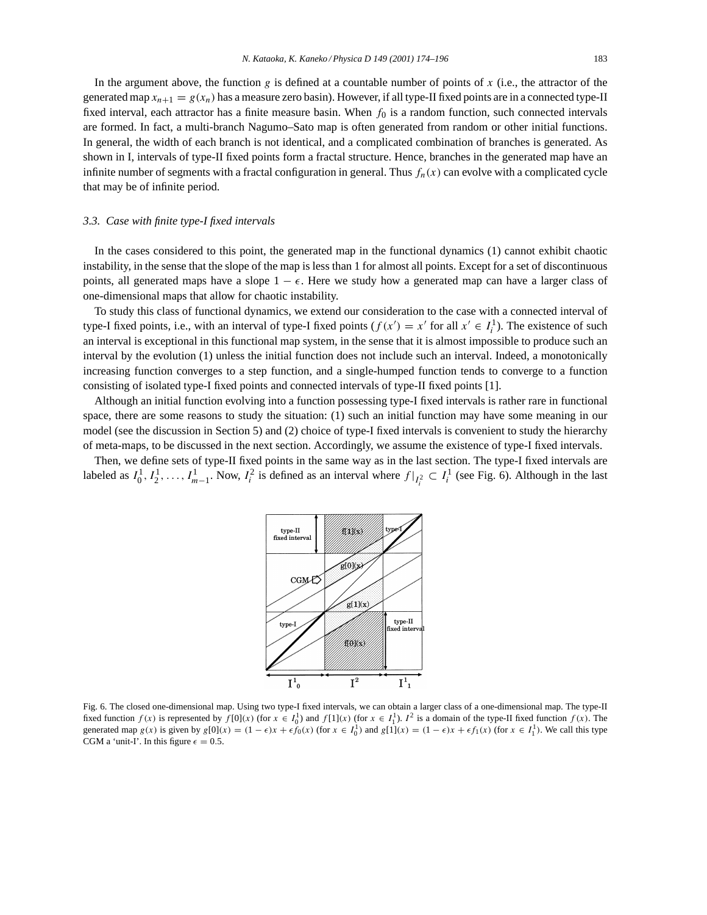In the argument above, the function $g$ is defined at a countable number of points of $x$ (i.e., the attractor of the generated map $x_{n+1} = g(x_n)$ has a measure zero basin). However, if all type-II fixed points are in a connected type-II fixed interval, each attractor has a finite measure basin. When $f_0$ is a random function, such connected intervals are formed. In fact, a multi-branch Nagumo–Sato map is often generated from random or other initial functions. In general, the width of each branch is not identical, and a complicated combination of branches is generated. As shown in I, intervals of type-II fixed points form a fractal structure. Hence, branches in the generated map have an infinite number of segments with a fractal configuration in general. Thus $f_n(x)$ can evolve with a complicated cycle that may be of infinite period.

### *3.3. Case with finite type-I fixed intervals*

In the cases considered to this point, the generated map in the functional dynamics (1) cannot exhibit chaotic instability, in the sense that the slope of the map is less than 1 for almost all points. Except for a set of discontinuous points, all generated maps have a slope $1 - \epsilon$. Here we study how a generated map can have a larger class of one-dimensional maps that allow for chaotic instability.

To study this class of functional dynamics, we extend our consideration to the case with a connected interval of type-I fixed points, i.e., with an interval of type-I fixed points ($f(x') = x'$ for all $x' \in I_i^1$). The existence of such an interval is exceptional in this functional map system, in the sense that it is almost impossible to produce such an interval by the evolution (1) unless the initial function does not include such an interval. Indeed, a monotonically increasing function converges to a step function, and a single-humped function tends to converge to a function consisting of isolated type-I fixed points and connected intervals of type-II fixed points [1].

Although an initial function evolving into a function possessing type-I fixed intervals is rather rare in functional space, there are some reasons to study the situation: (1) such an initial function may have some meaning in our model (see the discussion in Section 5) and (2) choice of type-I fixed intervals is convenient to study the hierarchy of meta-maps, to be discussed in the next section. Accordingly, we assume the existence of type-I fixed intervals.

Then, we define sets of type-II fixed points in the same way as in the last section. The type-I fixed intervals are labeled as $I_0^1, I_2^1, \ldots, I_{m-1}^1$. Now, $I_i^2$ is defined as an interval where $f|_{I_i^2} \subset I_i^1$ (see Fig. 6). Although in the last

Fig. 6. The closed one-dimensional map. Using two type-I fixed intervals, we can obtain a larger class of a one-dimensional map. The type-II fixed function $f(x)$ is represented by $f[0](x)$ (for $x \in I_0^1$) and $f[1](x)$ (for $x \in I_1^1$). $I^2$ is a domain of the type-II fixed function $f(x)$. The generated map $g(x)$ is given by $g[0](x) = (1 - \epsilon)x + \epsilon f_0(x)$ (for $x \in I_0^1$) and $g[1](x) = (1 - \epsilon)x + \epsilon f_1(x)$ (for $x \in I_1^1$). We call this type CGM a 'unit-I'. In this figure $\epsilon = 0.5$.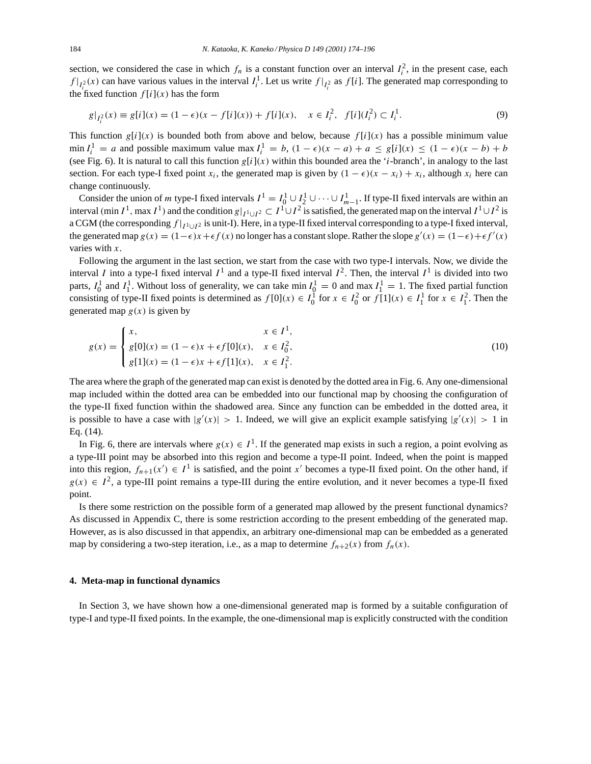section, we considered the case in which $f_n$ is a constant function over an interval $I_i^2$, in the present case, each $f|_{I_i^2}(x)$ can have various values in the interval $I_i^1$. Let us write $f|_{I_i^2}$ as $f[i]$. The generated map corresponding to the fixed function $f[i](x)$ has the form

$$g|_{I_i^2}(x) \equiv g[i](x) = (1-\epsilon)(x - f[i](x)) + f[i](x), \quad x \in I_i^2, \ \ f[i](I_i^2) \subset I_i^1. \tag{9}$$

This function $g[i](x)$ is bounded both from above and below, because $f[i](x)$ has a possible minimum value $\min I_i^1 = a$ and possible maximum value $\max I_i^1 = b$, $(1-\epsilon)(x-a) + a \leq g[i](x) \leq (1-\epsilon)(x-b) + b$ (see Fig. 6). It is natural to call this function $g[i](x)$ within this bounded area the '$i$-branch', in analogy to the last section. For each type-I fixed point $x_i$, the generated map is given by $(1-\epsilon)(x-x_i) + x_i$, although $x_i$ here can change continuously.

Consider the union of $m$ type-I fixed intervals $I^1 = I_0^1 \cup I_2^1 \cup \cdots \cup I_{m-1}^1$. If type-II fixed intervals are within an interval $(\min I^1, \max I^1)$ and the condition $g|_{I^1 \cup I^2} \subset I^1 \cup I^2$ is satisfied, the generated map on the interval $I^1 \cup I^2$ is a CGM (the corresponding $f|_{I^1 \cup I^2}$ is unit-I). Here, in a type-II fixed interval corresponding to a type-I fixed interval, the generated map $g(x) = (1-\epsilon)x + \epsilon f(x)$ no longer has a constant slope. Rather the slope $g'(x) = (1-\epsilon) + \epsilon f'(x)$ varies with $x$.

Following the argument in the last section, we start from the case with two type-I intervals. Now, we divide the interval $I$ into a type-I fixed interval $I^1$ and a type-II fixed interval $I^2$. Then, the interval $I^1$ is divided into two parts, $I_0^1$ and $I_1^1$. Without loss of generality, we can take $\min I_0^1 = 0$ and $\max I_1^1 = 1$. The fixed partial function consisting of type-II fixed points is determined as $f[0](x) \in I_0^1$ for $x \in I_0^2$ or $f[1](x) \in I_1^1$ for $x \in I_1^2$. Then the generated map $g(x)$ is given by

$$g(x) = \begin{cases} x, & x \in I^1, \\ g[0](x) = (1-\epsilon)x + \epsilon f[0](x), & x \in I_0^2, \\ g[1](x) = (1-\epsilon)x + \epsilon f[1](x), & x \in I_1^2. \end{cases} \tag{10}$$

The area where the graph of the generated map can exist is denoted by the dotted area in Fig. 6. Any one-dimensional map included within the dotted area can be embedded into our functional map by choosing the configuration of the type-II fixed function within the shadowed area. Since any function can be embedded in the dotted area, it is possible to have a case with $|g'(x)| > 1$. Indeed, we will give an explicit example satisfying $|g'(x)| > 1$ in Eq. (14).

In Fig. 6, there are intervals where $g(x) \in I^1$. If the generated map exists in such a region, a point evolving as a type-III point may be absorbed into this region and become a type-II point. Indeed, when the point is mapped into this region, $f_{n+1}(x') \in I^1$ is satisfied, and the point $x'$ becomes a type-II fixed point. On the other hand, if $g(x) \in I^2$, a type-III point remains a type-III during the entire evolution, and it never becomes a type-II fixed point.

Is there some restriction on the possible form of a generated map allowed by the present functional dynamics? As discussed in Appendix C, there is some restriction according to the present embedding of the generated map. However, as is also discussed in that appendix, an arbitrary one-dimensional map can be embedded as a generated map by considering a two-step iteration, i.e., as a map to determine $f_{n+2}(x)$ from $f_n(x)$.

## 4. Meta-map in functional dynamics

In Section 3, we have shown how a one-dimensional generated map is formed by a suitable configuration of type-I and type-II fixed points. In the example, the one-dimensional map is explicitly constructed with the condition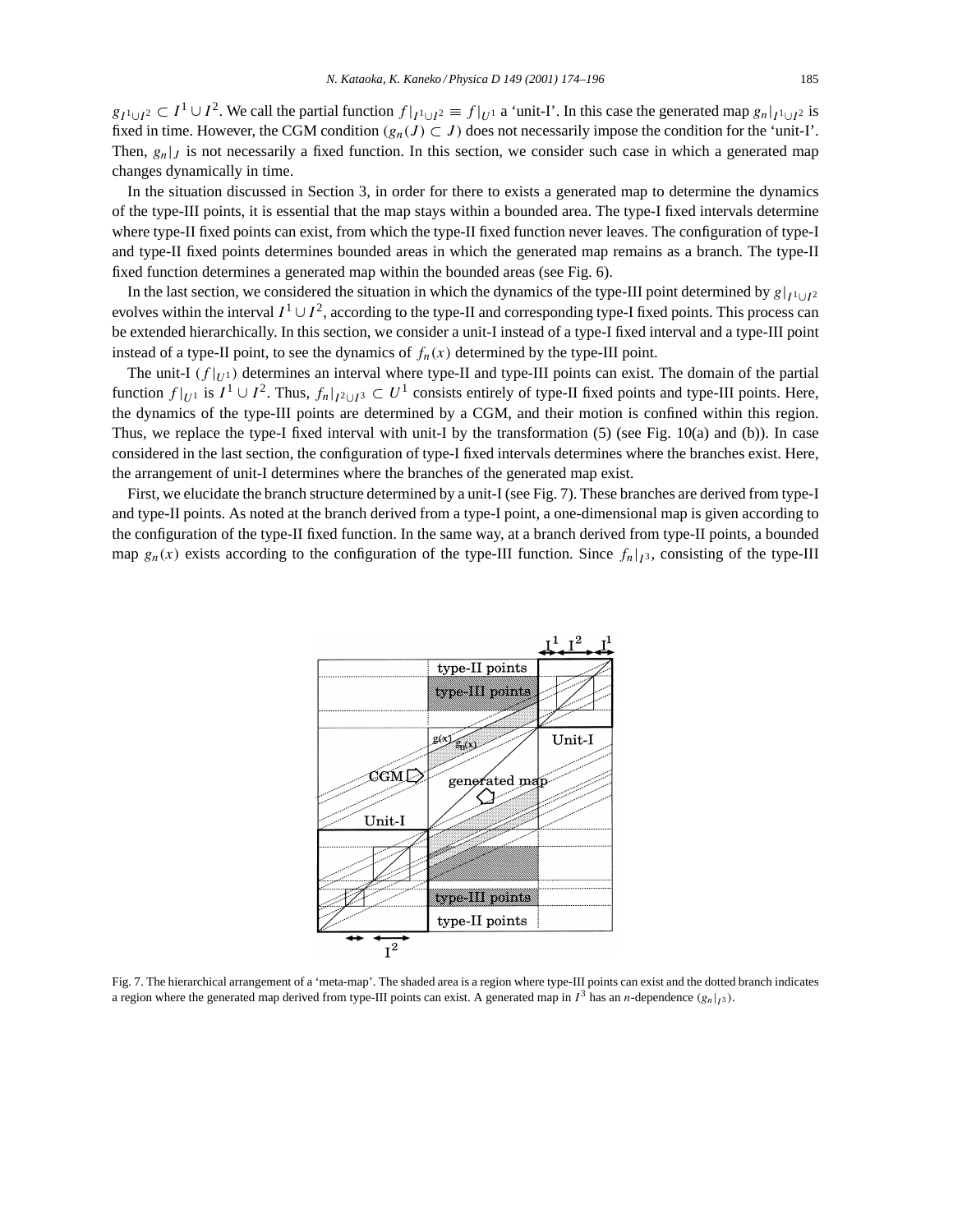$g_{I^1 \cup I^2} \subset I^1 \cup I^2$. We call the partial function $f|_{I^1 \cup I^2} \equiv f|_{U^1}$ a 'unit-I'. In this case the generated map $g_n|_{I^1 \cup I^2}$ is fixed in time. However, the CGM condition ($g_n(J) \subset J$) does not necessarily impose the condition for the 'unit-I'. Then, $g_n|_J$ is not necessarily a fixed function. In this section, we consider such case in which a generated map changes dynamically in time.

In the situation discussed in Section 3, in order for there to exists a generated map to determine the dynamics of the type-III points, it is essential that the map stays within a bounded area. The type-I fixed intervals determine where type-II fixed points can exist, from which the type-II fixed function never leaves. The configuration of type-I and type-II fixed points determines bounded areas in which the generated map remains as a branch. The type-II fixed function determines a generated map within the bounded areas (see Fig. 6).

In the last section, we considered the situation in which the dynamics of the type-III point determined by $g|_{I^1 \cup I^2}$ evolves within the interval $I^1 \cup I^2$, according to the type-II and corresponding type-I fixed points. This process can be extended hierarchically. In this section, we consider a unit-I instead of a type-I fixed interval and a type-III point instead of a type-II point, to see the dynamics of $f_n(x)$ determined by the type-III point.

The unit-I ($f|_{U^1}$) determines an interval where type-II and type-III points can exist. The domain of the partial function $f|_{U^1}$ is $I^1 \cup I^2$. Thus, $f_n|_{I^2 \cup I^3} \subset U^1$ consists entirely of type-II fixed points and type-III points. Here, the dynamics of the type-III points are determined by a CGM, and their motion is confined within this region. Thus, we replace the type-I fixed interval with unit-I by the transformation (5) (see Fig. 10(a) and (b)). In case considered in the last section, the configuration of type-I fixed intervals determines where the branches exist. Here, the arrangement of unit-I determines where the branches of the generated map exist.

First, we elucidate the branch structure determined by a unit-I (see Fig. 7). These branches are derived from type-I and type-II points. As noted at the branch derived from a type-I point, a one-dimensional map is given according to the configuration of the type-II fixed function. In the same way, at a branch derived from type-II points, a bounded map $g_n(x)$ exists according to the configuration of the type-III function. Since $f_n|_{I^3}$, consisting of the type-III

Fig. 7. The hierarchical arrangement of a 'meta-map'. The shaded area is a region where type-III points can exist and the dotted branch indicates a region where the generated map derived from type-III points can exist. A generated map in $I^3$ has an $n$-dependence ($g_n|_{I^3}$).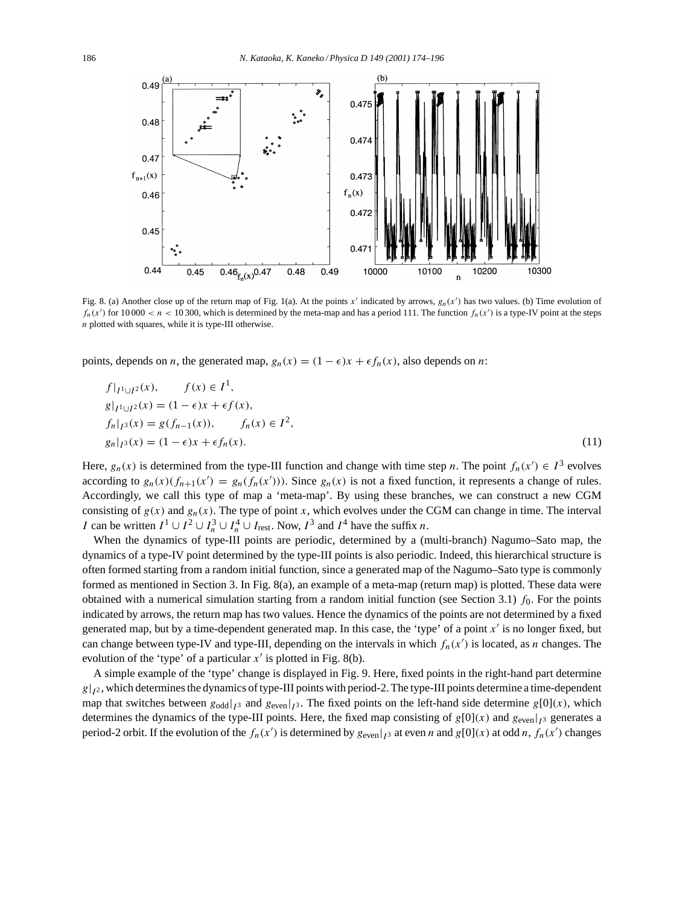Fig. 8. (a) Another close up of the return map of Fig. 1(a). At the points $x'$ indicated by arrows, $g_n(x')$ has two values. (b) Time evolution of $f_n(x')$ for $10\,000 < n < 10\,300$, which is determined by the meta-map and has a period 111. The function $f_n(x')$ is a type-IV point at the steps $n$ plotted with squares, while it is type-III otherwise.

points, depends on $n$, the generated map, $g_n(x) = (1-\epsilon)x + \epsilon f_n(x)$, also depends on $n$:

$$
\begin{aligned}
&f|_{I^1 \cup I^2}(x), \qquad f(x) \in I^1, \\
&g|_{I^1 \cup I^2}(x) = (1-\epsilon)x + \epsilon f(x), \\
&f_n|_{I^3}(x) = g(f_{n-1}(x)), \qquad f_n(x) \in I^2, \\
&g_n|_{I^3}(x) = (1-\epsilon)x + \epsilon f_n(x).
\end{aligned}
\tag{11}
$$

Here, $g_n(x)$ is determined from the type-III function and change with time step $n$. The point $f_n(x') \in I^3$ evolves according to $g_n(x)(f_{n+1}(x') = g_n(f_n(x')))$. Since $g_n(x)$ is not a fixed function, it represents a change of rules. Accordingly, we call this type of map a 'meta-map'. By using these branches, we can construct a new CGM consisting of $g(x)$ and $g_n(x)$. The type of point $x$, which evolves under the CGM can change in time. The interval $I$ can be written $I^1 \cup I^2 \cup I_n^3 \cup I_n^4 \cup I_{\text{rest}}$. Now, $I^3$ and $I^4$ have the suffix $n$.

When the dynamics of type-III points are periodic, determined by a (multi-branch) Nagumo–Sato map, the dynamics of a type-IV point determined by the type-III points is also periodic. Indeed, this hierarchical structure is often formed starting from a random initial function, since a generated map of the Nagumo–Sato type is commonly formed as mentioned in Section 3. In Fig. 8(a), an example of a meta-map (return map) is plotted. These data were obtained with a numerical simulation starting from a random initial function (see Section 3.1) $f_0$. For the points indicated by arrows, the return map has two values. Hence the dynamics of the points are not determined by a fixed generated map, but by a time-dependent generated map. In this case, the 'type' of a point $x'$ is no longer fixed, but can change between type-IV and type-III, depending on the intervals in which $f_n(x')$ is located, as $n$ changes. The evolution of the 'type' of a particular $x'$ is plotted in Fig. 8(b).

A simple example of the 'type' change is displayed in Fig. 9. Here, fixed points in the right-hand part determine $g|_{I^2}$, which determines the dynamics of type-III points with period-2. The type-III points determine a time-dependent map that switches between $g_{\text{odd}}|_{I^3}$ and $g_{\text{even}}|_{I^3}$. The fixed points on the left-hand side determine $g[0](x)$, which determines the dynamics of the type-III points. Here, the fixed map consisting of $g[0](x)$ and $g_{\text{even}}|_{I^3}$ generates a period-2 orbit. If the evolution of the $f_n(x')$ is determined by $g_{\text{even}}|_{I^3}$ at even $n$ and $g[0](x)$ at odd $n$, $f_n(x')$ changes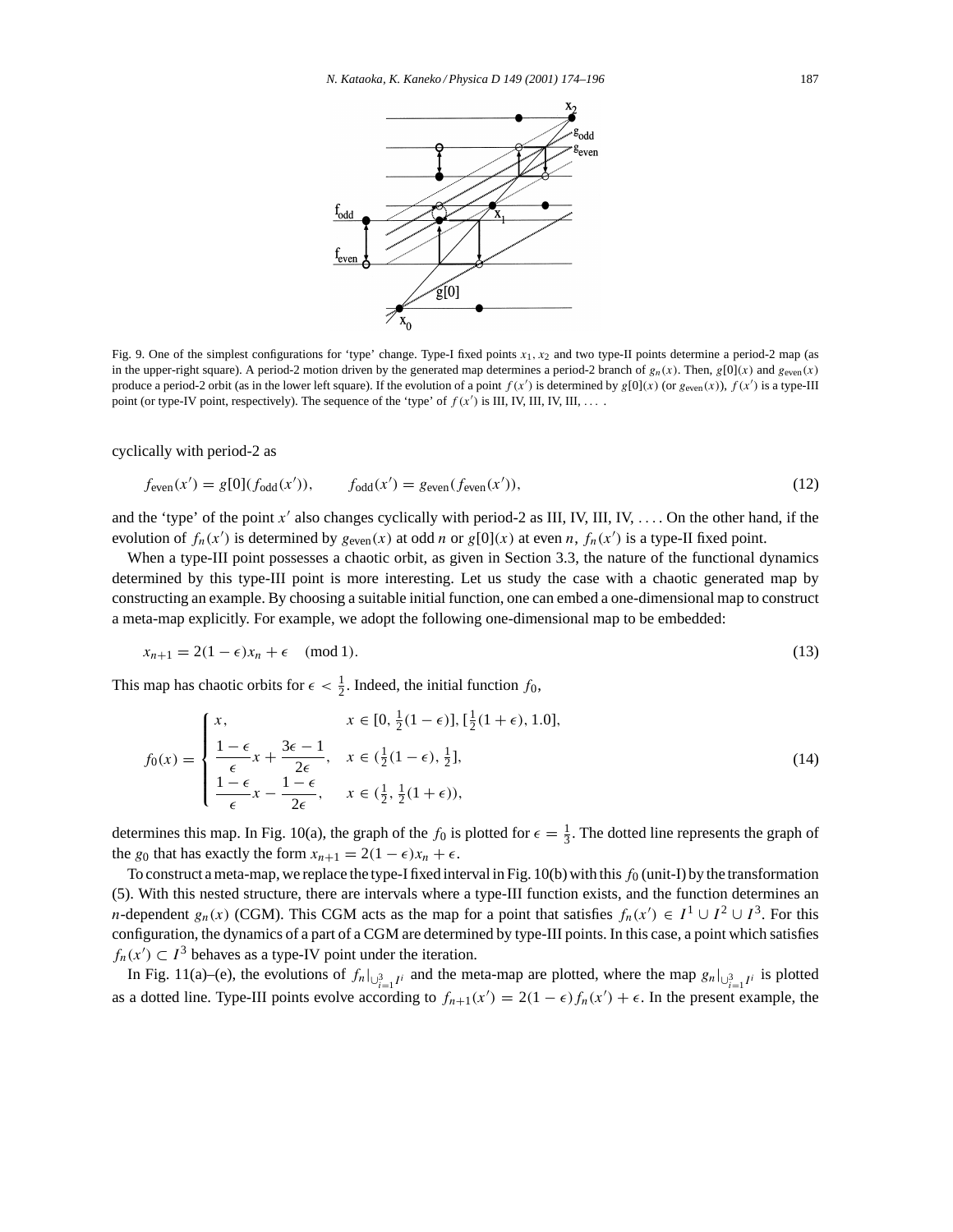Fig. 9. One of the simplest configurations for 'type' change. Type-I fixed points $x_1, x_2$ and two type-II points determine a period-2 map (as in the upper-right square). A period-2 motion driven by the generated map determines a period-2 branch of $g_n(x)$. Then, $g[0](x)$ and $g_{\rm even}(x)$ produce a period-2 orbit (as in the lower left square). If the evolution of a point $f(x')$ is determined by $g[0](x)$ (or $g_{\rm even}(x)$), $f(x')$ is a type-III point (or type-IV point, respectively). The sequence of the 'type' of $f(x')$ is III, IV, III, IV, III, ... .

cyclically with period-2 as

$$f_{\rm even}(x') = g[0](f_{\rm odd}(x')), \qquad f_{\rm odd}(x') = g_{\rm even}(f_{\rm even}(x')), \tag{12}$$

and the 'type' of the point $x'$ also changes cyclically with period-2 as III, IV, III, IV, ... . On the other hand, if the evolution of $f_n(x')$ is determined by $g_{\rm even}(x)$ at odd $n$ or $g[0](x)$ at even $n$, $f_n(x')$ is a type-II fixed point.

When a type-III point possesses a chaotic orbit, as given in Section 3.3, the nature of the functional dynamics determined by this type-III point is more interesting. Let us study the case with a chaotic generated map by constructing an example. By choosing a suitable initial function, one can embed a one-dimensional map to construct a meta-map explicitly. For example, we adopt the following one-dimensional map to be embedded:

$$x_{n+1} = 2(1-\epsilon)x_n + \epsilon \pmod 1. \tag{13}$$

This map has chaotic orbits for $\epsilon < \frac{1}{2}$. Indeed, the initial function $f_0$,

$$f_0(x) = \begin{cases} x, & x \in [0, \frac{1}{2}(1-\epsilon)], [\frac{1}{2}(1+\epsilon), 1.0], \\ \dfrac{1-\epsilon}{\epsilon}x + \dfrac{3\epsilon - 1}{2\epsilon}, & x \in (\frac{1}{2}(1-\epsilon), \frac{1}{2}], \\ \dfrac{1-\epsilon}{\epsilon}x - \dfrac{1-\epsilon}{2\epsilon}, & x \in (\frac{1}{2}, \frac{1}{2}(1+\epsilon)), \end{cases} \tag{14}$$

determines this map. In Fig. 10(a), the graph of the $f_0$ is plotted for $\epsilon = \frac{1}{3}$. The dotted line represents the graph of the $g_0$ that has exactly the form $x_{n+1} = 2(1-\epsilon)x_n + \epsilon$.

To construct a meta-map, we replace the type-I fixed interval in Fig. 10(b) with this $f_0$ (unit-I) by the transformation (5). With this nested structure, there are intervals where a type-III function exists, and the function determines an $n$-dependent $g_n(x)$ (CGM). This CGM acts as the map for a point that satisfies $f_n(x') \in I^1 \cup I^2 \cup I^3$. For this configuration, the dynamics of a part of a CGM are determined by type-III points. In this case, a point which satisfies $f_n(x') \subset I^3$ behaves as a type-IV point under the iteration.

In Fig. 11(a)–(e), the evolutions of $f_n|_{\cup_{i=1}^3 I^i}$ and the meta-map are plotted, where the map $g_n|_{\cup_{i=1}^3 I^i}$ is plotted as a dotted line. Type-III points evolve according to $f_{n+1}(x') = 2(1-\epsilon)f_n(x') + \epsilon$. In the present example, the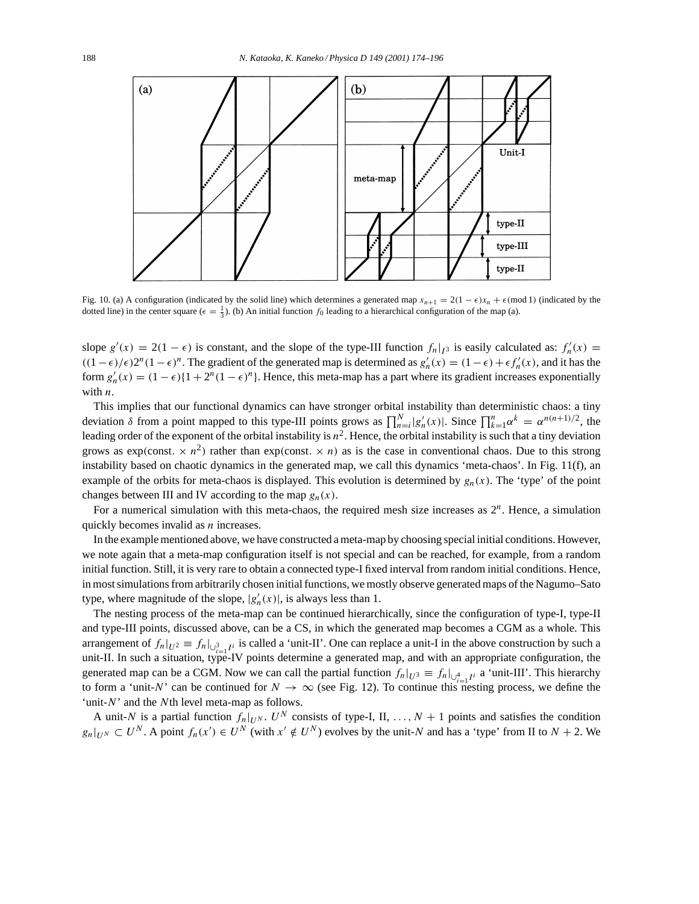Fig. 10. (a) A configuration (indicated by the solid line) which determines a generated map $x_{n+1} = 2(1-\epsilon)x_n + \epsilon (\text{mod } 1)$ (indicated by the dotted line) in the center square ($\epsilon = \frac{1}{3}$). (b) An initial function $f_0$ leading to a hierarchical configuration of the map (a).

slope $g'(x) = 2(1-\epsilon)$ is constant, and the slope of the type-III function $f_n|_{I^3}$ is easily calculated as: $f_n'(x) = ((1-\epsilon)/\epsilon)2^n(1-\epsilon)^n$. The gradient of the generated map is determined as $g_n'(x) = (1-\epsilon) + \epsilon f_n'(x)$, and it has the form $g_n'(x) = (1-\epsilon)\{1 + 2^n(1-\epsilon)^n\}$. Hence, this meta-map has a part where its gradient increases exponentially with $n$.

This implies that our functional dynamics can have stronger orbital instability than deterministic chaos: a tiny deviation $\delta$ from a point mapped to this type-III points grows as $\prod_{n=i}^{N} |g_n'(x)|$. Since $\prod_{k=1}^{n} \alpha^k = \alpha^{n(n+1)/2}$, the leading order of the exponent of the orbital instability is $n^2$. Hence, the orbital instability is such that a tiny deviation grows as $\exp(\text{const.} \times n^2)$ rather than $\exp(\text{const.} \times n)$ as is the case in conventional chaos. Due to this strong instability based on chaotic dynamics in the generated map, we call this dynamics 'meta-chaos'. In Fig. 11(f), an example of the orbits for meta-chaos is displayed. This evolution is determined by $g_n(x)$. The 'type' of the point changes between III and IV according to the map $g_n(x)$.

For a numerical simulation with this meta-chaos, the required mesh size increases as $2^n$. Hence, a simulation quickly becomes invalid as $n$ increases.

In the example mentioned above, we have constructed a meta-map by choosing special initial conditions. However, we note again that a meta-map configuration itself is not special and can be reached, for example, from a random initial function. Still, it is very rare to obtain a connected type-I fixed interval from random initial conditions. Hence, in most simulations from arbitrarily chosen initial functions, we mostly observe generated maps of the Nagumo–Sato type, where magnitude of the slope, $|g_n'(x)|$, is always less than 1.

The nesting process of the meta-map can be continued hierarchically, since the configuration of type-I, type-II and type-III points, discussed above, can be a CS, in which the generated map becomes a CGM as a whole. This arrangement of $f_n|_{U^2} \equiv f_n|_{\cup_{i=1}^{3} I^i}$ is called a 'unit-II'. One can replace a unit-I in the above construction by such a unit-II. In such a situation, type-IV points determine a generated map, and with an appropriate configuration, the generated map can be a CGM. Now we can call the partial function $f_n|_{U^3} \equiv f_n|_{\cup_{i=1}^{4} I^i}$ a 'unit-III'. This hierarchy to form a 'unit-$N$' can be continued for $N \to \infty$ (see Fig. 12). To continue this nesting process, we define the 'unit-$N$' and the $N$th level meta-map as follows.

A unit-$N$ is a partial function $f_n|_{U^N}$. $U^N$ consists of type-I, II, …, $N+1$ points and satisfies the condition $g_n|_{U^N} \subset U^N$. A point $f_n(x') \in U^N$ (with $x' \notin U^N$) evolves by the unit-$N$ and has a 'type' from II to $N+2$. We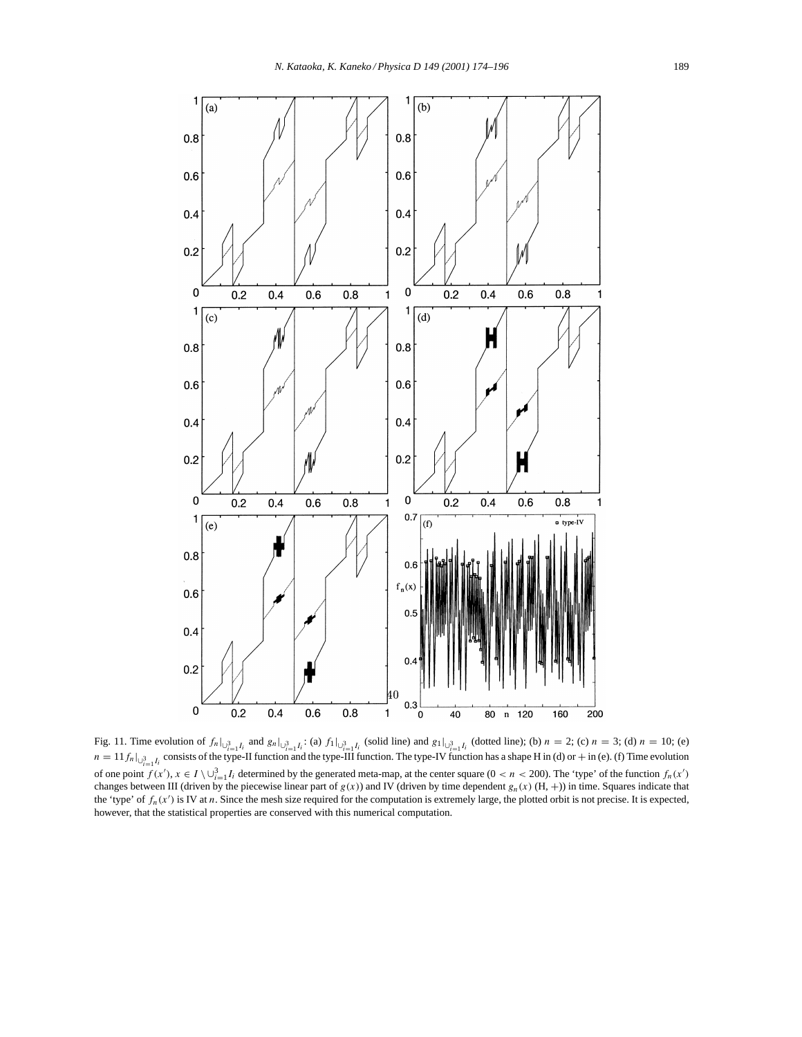Fig. 11. Time evolution of $f_n|_{\cup_{i=1}^3 I_i}$ and $g_n|_{\cup_{i=1}^3 I_i}$: (a) $f_1|_{\cup_{i=1}^3 I_i}$ (solid line) and $g_1|_{\cup_{i=1}^3 I_i}$ (dotted line); (b) $n = 2$; (c) $n = 3$; (d) $n = 10$; (e) $n = 11$ $f_n|_{\cup_{i=1}^3 I_i}$ consists of the type-II function and the type-III function. The type-IV function has a shape H in (d) or + in (e). (f) Time evolution of one point $f(x')$, $x \in I \setminus \cup_{i=1}^3 I_i$ determined by the generated meta-map, at the center square ($0 < n < 200$). The 'type' of the function $f_n(x')$ changes between III (driven by the piecewise linear part of $g(x)$) and IV (driven by time dependent $g_n(x)$ (H, +)) in time. Squares indicate that the 'type' of $f_n(x')$ is IV at $n$. Since the mesh size required for the computation is extremely large, the plotted orbit is not precise. It is expected, however, that the statistical properties are conserved with this numerical computation.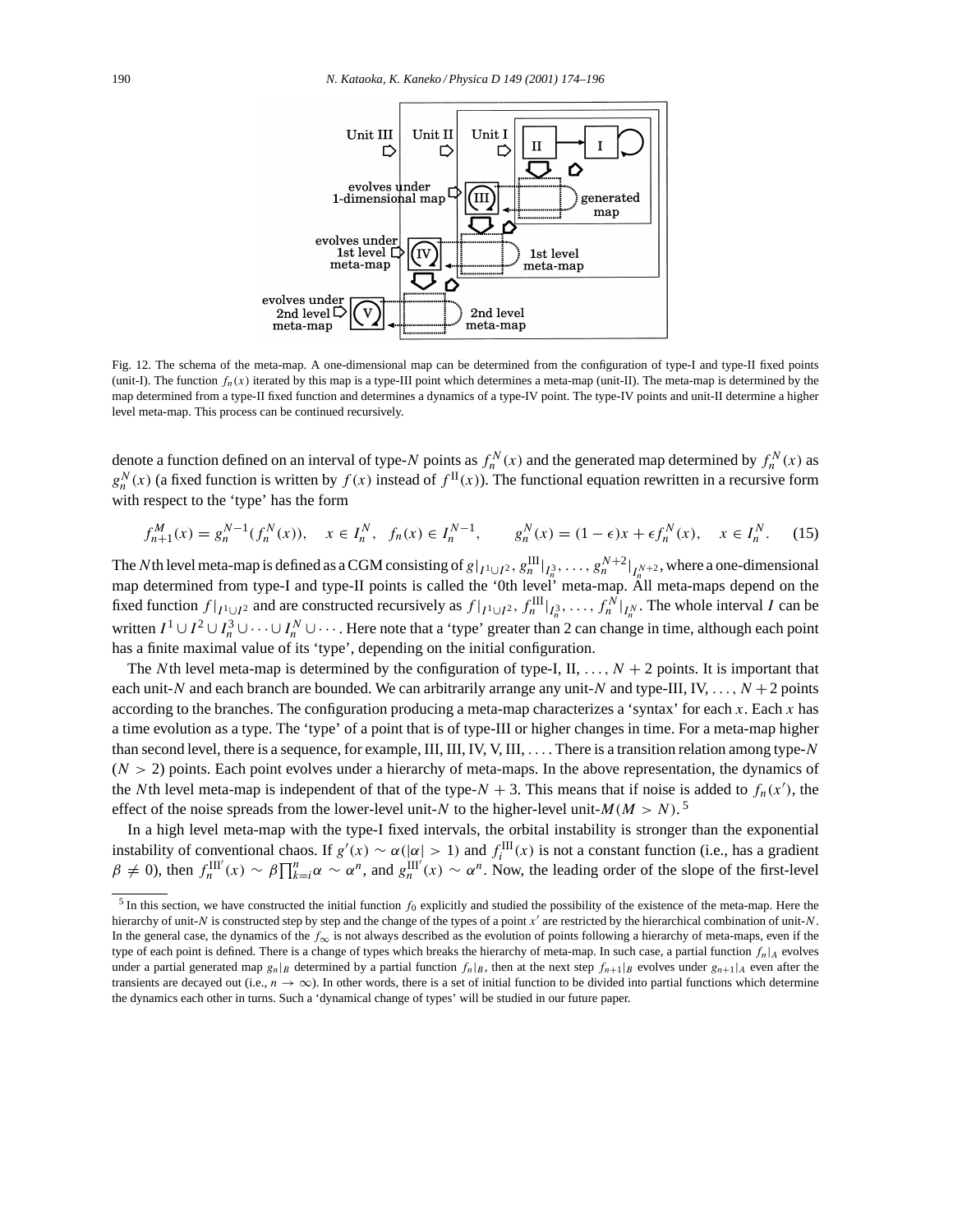Fig. 12. The schema of the meta-map. A one-dimensional map can be determined from the configuration of type-I and type-II fixed points (unit-I). The function $f_n(x)$ iterated by this map is a type-III point which determines a meta-map (unit-II). The meta-map is determined by the map determined from a type-II fixed function and determines a dynamics of a type-IV point. The type-IV points and unit-II determine a higher level meta-map. This process can be continued recursively.

denote a function defined on an interval of type-$N$ points as $f_n^N(x)$ and the generated map determined by $f_n^N(x)$ as $g_n^N(x)$ (a fixed function is written by $f(x)$ instead of $f^{\mathrm{II}}(x)$). The functional equation rewritten in a recursive form with respect to the 'type' has the form

$$f_{n+1}^M(x) = g_n^{N-1}(f_n^N(x)), \quad x \in I_n^N, \quad f_n(x) \in I_n^{N-1}, \qquad g_n^N(x) = (1-\epsilon)x + \epsilon f_n^N(x), \quad x \in I_n^N. \tag{15}$$

The $N$th level meta-map is defined as a CGM consisting of $g|_{I^1 \cup I^2}, g_n^{\mathrm{III}}|_{I_n^3}, \ldots, g_n^{N+2}|_{I_n^{N+2}}$, where a one-dimensional map determined from type-I and type-II points is called the '0th level' meta-map. All meta-maps depend on the fixed function $f|_{I^1 \cup I^2}$ and are constructed recursively as $f|_{I^1 \cup I^2}, f_n^{\mathrm{III}}|_{I_n^3}, \ldots, f_n^N|_{I_n^N}$. The whole interval $I$ can be written $I^1 \cup I^2 \cup I_n^3 \cup \cdots \cup I_n^N \cup \cdots$. Here note that a 'type' greater than 2 can change in time, although each point has a finite maximal value of its 'type', depending on the initial configuration.

The $N$th level meta-map is determined by the configuration of type-I, II, ..., $N+2$ points. It is important that each unit-$N$ and each branch are bounded. We can arbitrarily arrange any unit-$N$ and type-III, IV, ..., $N+2$ points according to the branches. The configuration producing a meta-map characterizes a 'syntax' for each $x$. Each $x$ has a time evolution as a type. The 'type' of a point that is of type-III or higher changes in time. For a meta-map higher than second level, there is a sequence, for example, III, III, IV, V, III, .... There is a transition relation among type-$N$ ($N > 2$) points. Each point evolves under a hierarchy of meta-maps. In the above representation, the dynamics of the $N$th level meta-map is independent of that of the type-$N+3$. This means that if noise is added to $f_n(x')$, the effect of the noise spreads from the lower-level unit-$N$ to the higher-level unit-$M (M > N)$.[5]

In a high level meta-map with the type-I fixed intervals, the orbital instability is stronger than the exponential instability of conventional chaos. If $g'(x) \sim \alpha (|\alpha| > 1)$ and $f_i^{\mathrm{III}}(x)$ is not a constant function (i.e., has a gradient $\beta \neq 0$), then $f_n^{\mathrm{III}'}(x) \sim \beta \prod_{k=i}^{n} \alpha \sim \alpha^n$, and $g_n^{\mathrm{III}'}(x) \sim \alpha^n$. Now, the leading order of the slope of the first-level

[5] In this section, we have constructed the initial function $f_0$ explicitly and studied the possibility of the existence of the meta-map. Here the hierarchy of unit-$N$ is constructed step by step and the change of the types of a point $x'$ are restricted by the hierarchical combination of unit-$N$. In the general case, the dynamics of the $f_\infty$ is not always described as the evolution of points following a hierarchy of meta-maps, even if the type of each point is defined. There is a change of types which breaks the hierarchy of meta-map. In such case, a partial function $f_n|_A$ evolves under a partial generated map $g_n|_B$ determined by a partial function $f_n|_B$, then at the next step $f_{n+1}|_B$ evolves under $g_{n+1}|_A$ even after the transients are decayed out (i.e., $n \to \infty$). In other words, there is a set of initial function to be divided into partial functions which determine the dynamics each other in turns. Such a 'dynamical change of types' will be studied in our future paper.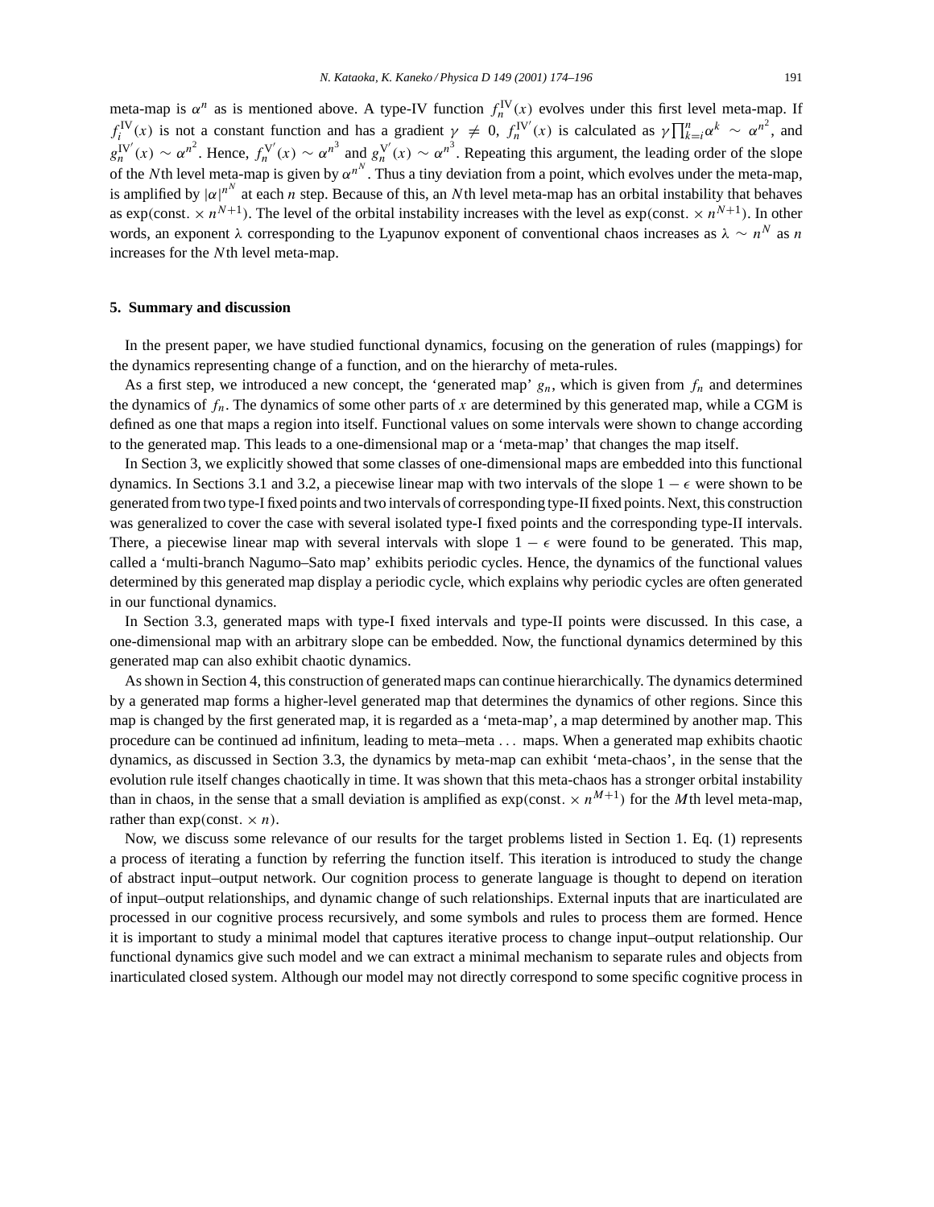meta-map is $\alpha^n$ as is mentioned above. A type-IV function $f_n^{\mathrm{IV}}(x)$ evolves under this first level meta-map. If $f_i^{\mathrm{IV}}(x)$ is not a constant function and has a gradient $\gamma \neq 0$, $f_n^{\mathrm{IV}'}(x)$ is calculated as $\gamma \prod_{k=i}^{n} \alpha^k \sim \alpha^{n^2}$, and $g_n^{\mathrm{IV}'}(x) \sim \alpha^{n^2}$. Hence, $f_n^{\mathrm{V}'}(x) \sim \alpha^{n^3}$ and $g_n^{\mathrm{V}'}(x) \sim \alpha^{n^3}$. Repeating this argument, the leading order of the slope of the $N$th level meta-map is given by $\alpha^{n^N}$. Thus a tiny deviation from a point, which evolves under the meta-map, is amplified by $|\alpha|^{n^N}$ at each $n$ step. Because of this, an $N$th level meta-map has an orbital instability that behaves as $\exp(\text{const.} \times n^{N+1})$. The level of the orbital instability increases with the level as $\exp(\text{const.} \times n^{N+1})$. In other words, an exponent $\lambda$ corresponding to the Lyapunov exponent of conventional chaos increases as $\lambda \sim n^N$ as $n$ increases for the $N$th level meta-map.

## 5. Summary and discussion

In the present paper, we have studied functional dynamics, focusing on the generation of rules (mappings) for the dynamics representing change of a function, and on the hierarchy of meta-rules.

As a first step, we introduced a new concept, the 'generated map' $g_n$, which is given from $f_n$ and determines the dynamics of $f_n$. The dynamics of some other parts of $x$ are determined by this generated map, while a CGM is defined as one that maps a region into itself. Functional values on some intervals were shown to change according to the generated map. This leads to a one-dimensional map or a 'meta-map' that changes the map itself.

In Section 3, we explicitly showed that some classes of one-dimensional maps are embedded into this functional dynamics. In Sections 3.1 and 3.2, a piecewise linear map with two intervals of the slope $1 - \epsilon$ were shown to be generated from two type-I fixed points and two intervals of corresponding type-II fixed points. Next, this construction was generalized to cover the case with several isolated type-I fixed points and the corresponding type-II intervals. There, a piecewise linear map with several intervals with slope $1 - \epsilon$ were found to be generated. This map, called a 'multi-branch Nagumo–Sato map' exhibits periodic cycles. Hence, the dynamics of the functional values determined by this generated map display a periodic cycle, which explains why periodic cycles are often generated in our functional dynamics.

In Section 3.3, generated maps with type-I fixed intervals and type-II points were discussed. In this case, a one-dimensional map with an arbitrary slope can be embedded. Now, the functional dynamics determined by this generated map can also exhibit chaotic dynamics.

As shown in Section 4, this construction of generated maps can continue hierarchically. The dynamics determined by a generated map forms a higher-level generated map that determines the dynamics of other regions. Since this map is changed by the first generated map, it is regarded as a 'meta-map', a map determined by another map. This procedure can be continued ad infinitum, leading to meta–meta ... maps. When a generated map exhibits chaotic dynamics, as discussed in Section 3.3, the dynamics by meta-map can exhibit 'meta-chaos', in the sense that the evolution rule itself changes chaotically in time. It was shown that this meta-chaos has a stronger orbital instability than in chaos, in the sense that a small deviation is amplified as $\exp(\text{const.} \times n^{M+1})$ for the $M$th level meta-map, rather than $\exp(\text{const.} \times n)$.

Now, we discuss some relevance of our results for the target problems listed in Section 1. Eq. (1) represents a process of iterating a function by referring the function itself. This iteration is introduced to study the change of abstract input–output network. Our cognition process to generate language is thought to depend on iteration of input–output relationships, and dynamic change of such relationships. External inputs that are inarticulated are processed in our cognitive process recursively, and some symbols and rules to process them are formed. Hence it is important to study a minimal model that captures iterative process to change input–output relationship. Our functional dynamics give such model and we can extract a minimal mechanism to separate rules and objects from inarticulated closed system. Although our model may not directly correspond to some specific cognitive process in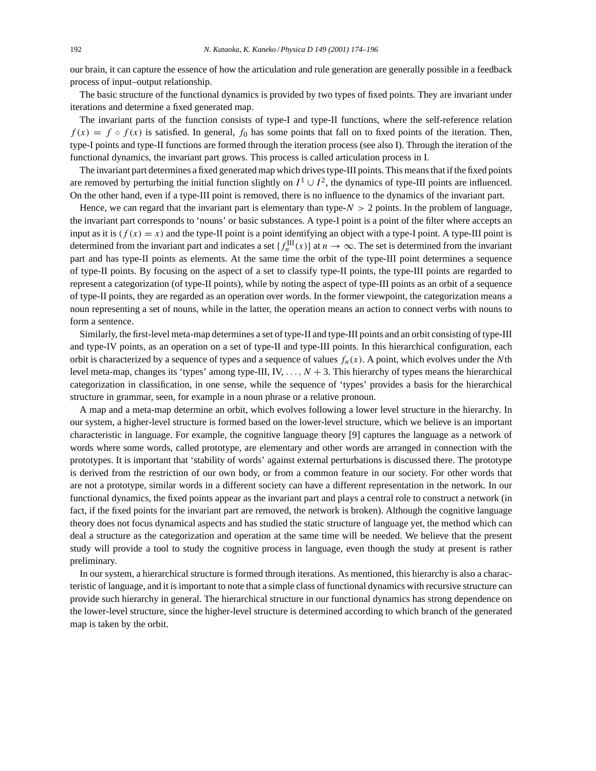our brain, it can capture the essence of how the articulation and rule generation are generally possible in a feedback process of input–output relationship.

The basic structure of the functional dynamics is provided by two types of fixed points. They are invariant under iterations and determine a fixed generated map.

The invariant parts of the function consists of type-I and type-II functions, where the self-reference relation $f(x) = f \circ f(x)$ is satisfied. In general, $f_0$ has some points that fall on to fixed points of the iteration. Then, type-I points and type-II functions are formed through the iteration process (see also I). Through the iteration of the functional dynamics, the invariant part grows. This process is called articulation process in I.

The invariant part determines a fixed generated map which drives type-III points. This means that if the fixed points are removed by perturbing the initial function slightly on $I^1 \cup I^2$, the dynamics of type-III points are influenced. On the other hand, even if a type-III point is removed, there is no influence to the dynamics of the invariant part.

Hence, we can regard that the invariant part is elementary than type-$N > 2$ points. In the problem of language, the invariant part corresponds to 'nouns' or basic substances. A type-I point is a point of the filter where accepts an input as it is ($f(x) = x$) and the type-II point is a point identifying an object with a type-I point. A type-III point is determined from the invariant part and indicates a set $\{f_n^{\mathrm{III}}(x)\}$ at $n \to \infty$. The set is determined from the invariant part and has type-II points as elements. At the same time the orbit of the type-III point determines a sequence of type-II points. By focusing on the aspect of a set to classify type-II points, the type-III points are regarded to represent a categorization (of type-II points), while by noting the aspect of type-III points as an orbit of a sequence of type-II points, they are regarded as an operation over words. In the former viewpoint, the categorization means a noun representing a set of nouns, while in the latter, the operation means an action to connect verbs with nouns to form a sentence.

Similarly, the first-level meta-map determines a set of type-II and type-III points and an orbit consisting of type-III and type-IV points, as an operation on a set of type-II and type-III points. In this hierarchical configuration, each orbit is characterized by a sequence of types and a sequence of values $f_n(x)$. A point, which evolves under the $N$th level meta-map, changes its 'types' among type-III, IV, $\dots$, $N + 3$. This hierarchy of types means the hierarchical categorization in classification, in one sense, while the sequence of 'types' provides a basis for the hierarchical structure in grammar, seen, for example in a noun phrase or a relative pronoun.

A map and a meta-map determine an orbit, which evolves following a lower level structure in the hierarchy. In our system, a higher-level structure is formed based on the lower-level structure, which we believe is an important characteristic in language. For example, the cognitive language theory [9] captures the language as a network of words where some words, called prototype, are elementary and other words are arranged in connection with the prototypes. It is important that 'stability of words' against external perturbations is discussed there. The prototype is derived from the restriction of our own body, or from a common feature in our society. For other words that are not a prototype, similar words in a different society can have a different representation in the network. In our functional dynamics, the fixed points appear as the invariant part and plays a central role to construct a network (in fact, if the fixed points for the invariant part are removed, the network is broken). Although the cognitive language theory does not focus dynamical aspects and has studied the static structure of language yet, the method which can deal a structure as the categorization and operation at the same time will be needed. We believe that the present study will provide a tool to study the cognitive process in language, even though the study at present is rather preliminary.

In our system, a hierarchical structure is formed through iterations. As mentioned, this hierarchy is also a characteristic of language, and it is important to note that a simple class of functional dynamics with recursive structure can provide such hierarchy in general. The hierarchical structure in our functional dynamics has strong dependence on the lower-level structure, since the higher-level structure is determined according to which branch of the generated map is taken by the orbit.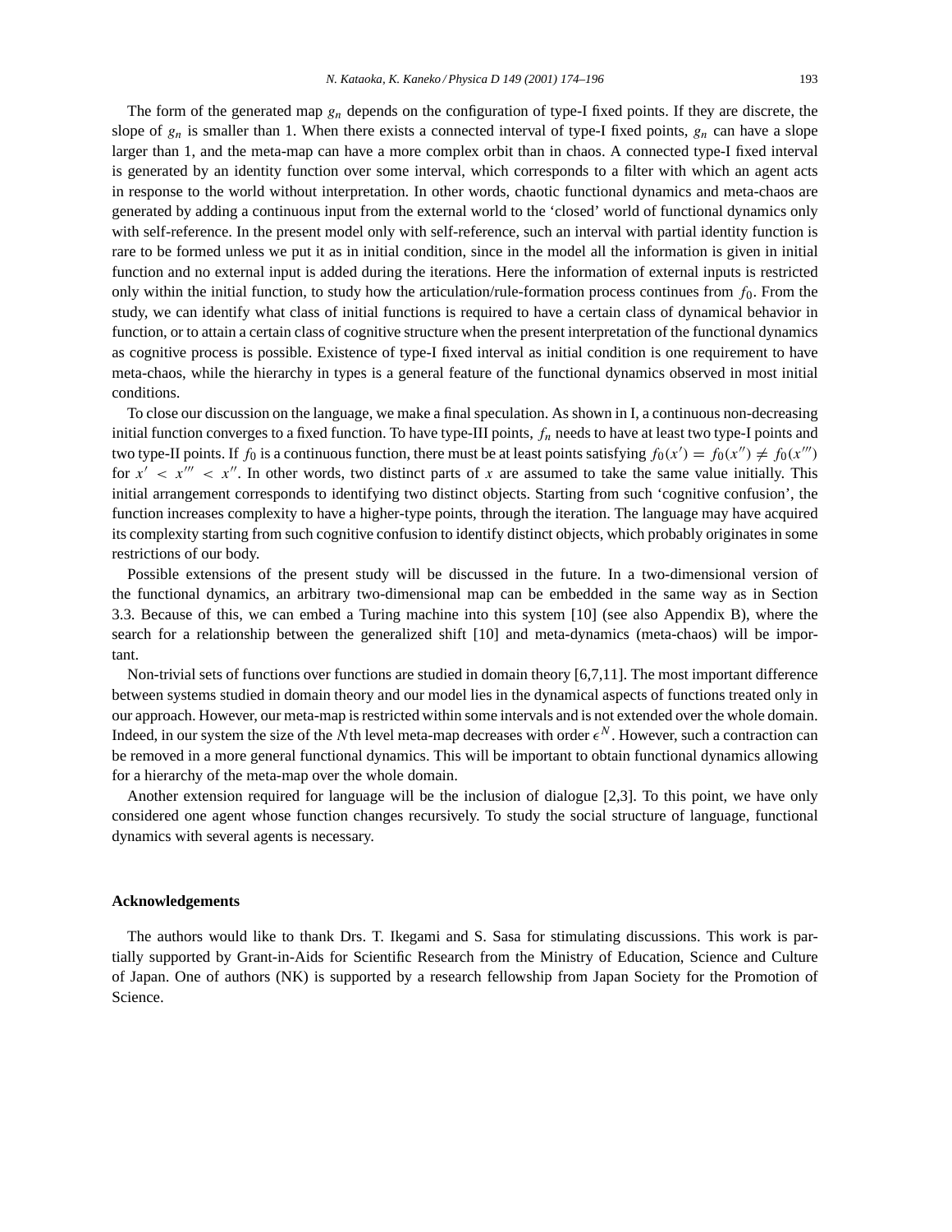The form of the generated map $g_n$ depends on the configuration of type-I fixed points. If they are discrete, the slope of $g_n$ is smaller than 1. When there exists a connected interval of type-I fixed points, $g_n$ can have a slope larger than 1, and the meta-map can have a more complex orbit than in chaos. A connected type-I fixed interval is generated by an identity function over some interval, which corresponds to a filter with which an agent acts in response to the world without interpretation. In other words, chaotic functional dynamics and meta-chaos are generated by adding a continuous input from the external world to the 'closed' world of functional dynamics only with self-reference. In the present model only with self-reference, such an interval with partial identity function is rare to be formed unless we put it as in initial condition, since in the model all the information is given in initial function and no external input is added during the iterations. Here the information of external inputs is restricted only within the initial function, to study how the articulation/rule-formation process continues from $f_0$. From the study, we can identify what class of initial functions is required to have a certain class of dynamical behavior in function, or to attain a certain class of cognitive structure when the present interpretation of the functional dynamics as cognitive process is possible. Existence of type-I fixed interval as initial condition is one requirement to have meta-chaos, while the hierarchy in types is a general feature of the functional dynamics observed in most initial conditions.

To close our discussion on the language, we make a final speculation. As shown in I, a continuous non-decreasing initial function converges to a fixed function. To have type-III points, $f_n$ needs to have at least two type-I points and two type-II points. If $f_0$ is a continuous function, there must be at least points satisfying $f_0(x') = f_0(x'') \neq f_0(x''')$ for $x' < x''' < x''$. In other words, two distinct parts of $x$ are assumed to take the same value initially. This initial arrangement corresponds to identifying two distinct objects. Starting from such 'cognitive confusion', the function increases complexity to have a higher-type points, through the iteration. The language may have acquired its complexity starting from such cognitive confusion to identify distinct objects, which probably originates in some restrictions of our body.

Possible extensions of the present study will be discussed in the future. In a two-dimensional version of the functional dynamics, an arbitrary two-dimensional map can be embedded in the same way as in Section 3.3. Because of this, we can embed a Turing machine into this system [10] (see also Appendix B), where the search for a relationship between the generalized shift [10] and meta-dynamics (meta-chaos) will be important.

Non-trivial sets of functions over functions are studied in domain theory [6,7,11]. The most important difference between systems studied in domain theory and our model lies in the dynamical aspects of functions treated only in our approach. However, our meta-map is restricted within some intervals and is not extended over the whole domain. Indeed, in our system the size of the $N$th level meta-map decreases with order $\epsilon^N$. However, such a contraction can be removed in a more general functional dynamics. This will be important to obtain functional dynamics allowing for a hierarchy of the meta-map over the whole domain.

Another extension required for language will be the inclusion of dialogue [2,3]. To this point, we have only considered one agent whose function changes recursively. To study the social structure of language, functional dynamics with several agents is necessary.

## Acknowledgements

The authors would like to thank Drs. T. Ikegami and S. Sasa for stimulating discussions. This work is partially supported by Grant-in-Aids for Scientific Research from the Ministry of Education, Science and Culture of Japan. One of authors (NK) is supported by a research fellowship from Japan Society for the Promotion of Science.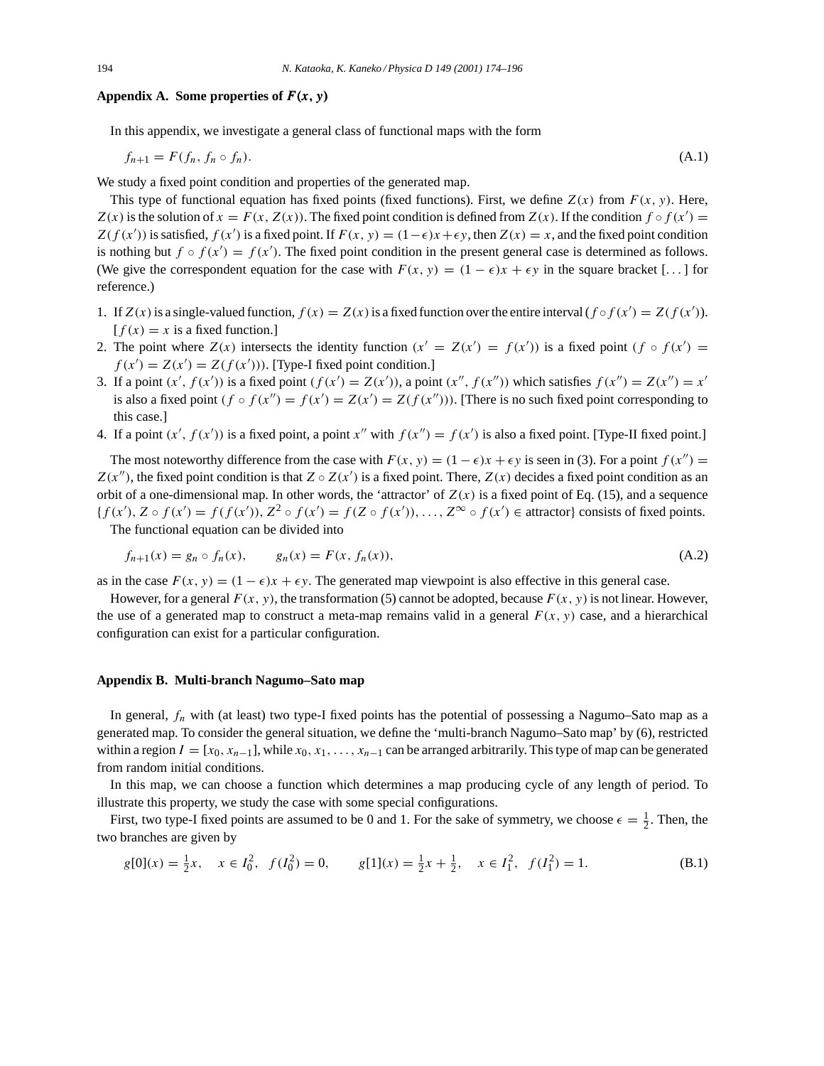## Appendix A. Some properties of $F(x, y)$

In this appendix, we investigate a general class of functional maps with the form

$$f_{n+1} = F(f_n, f_n \circ f_n). \tag{A.1}$$

We study a fixed point condition and properties of the generated map.

This type of functional equation has fixed points (fixed functions). First, we define $Z(x)$ from $F(x, y)$. Here, $Z(x)$ is the solution of $x = F(x, Z(x))$. The fixed point condition is defined from $Z(x)$. If the condition $f \circ f(x') = Z(f(x'))$ is satisfied, $f(x')$ is a fixed point. If $F(x, y) = (1-\epsilon)x + \epsilon y$, then $Z(x) = x$, and the fixed point condition is nothing but $f \circ f(x') = f(x')$. The fixed point condition in the present general case is determined as follows. (We give the correspondent equation for the case with $F(x, y) = (1-\epsilon)x + \epsilon y$ in the square bracket [...] for reference.)

1. If $Z(x)$ is a single-valued function, $f(x) = Z(x)$ is a fixed function over the entire interval ($f \circ f(x') = Z(f(x'))$). [$f(x) = x$ is a fixed function.]
2. The point where $Z(x)$ intersects the identity function ($x' = Z(x') = f(x')$) is a fixed point ($f \circ f(x') = f(x') = Z(x') = Z(f(x'))$). [Type-I fixed point condition.]
3. If a point $(x', f(x'))$ is a fixed point ($f(x') = Z(x')$), a point $(x'', f(x''))$ which satisfies $f(x'') = Z(x'') = x'$ is also a fixed point ($f \circ f(x'') = f(x') = Z(x') = Z(f(x''))$). [There is no such fixed point corresponding to this case.]
4. If a point $(x', f(x'))$ is a fixed point, a point $x''$ with $f(x'') = f(x')$ is also a fixed point. [Type-II fixed point.]

The most noteworthy difference from the case with $F(x, y) = (1-\epsilon)x + \epsilon y$ is seen in (3). For a point $f(x'') = Z(x'')$, the fixed point condition is that $Z \circ Z(x')$ is a fixed point. There, $Z(x)$ decides a fixed point condition as an orbit of a one-dimensional map. In other words, the 'attractor' of $Z(x)$ is a fixed point of Eq. (15), and a sequence $\{f(x'), Z \circ f(x') = f(f(x')), Z^2 \circ f(x') = f(Z \circ f(x')), \ldots, Z^{\infty} \circ f(x') \in \text{attractor}\}$ consists of fixed points.

The functional equation can be divided into

$$f_{n+1}(x) = g_n \circ f_n(x), \qquad g_n(x) = F(x, f_n(x)), \tag{A.2}$$

as in the case $F(x, y) = (1-\epsilon)x + \epsilon y$. The generated map viewpoint is also effective in this general case.

However, for a general $F(x, y)$, the transformation (5) cannot be adopted, because $F(x, y)$ is not linear. However, the use of a generated map to construct a meta-map remains valid in a general $F(x, y)$ case, and a hierarchical configuration can exist for a particular configuration.

## Appendix B. Multi-branch Nagumo–Sato map

In general, $f_n$ with (at least) two type-I fixed points has the potential of possessing a Nagumo–Sato map as a generated map. To consider the general situation, we define the 'multi-branch Nagumo–Sato map' by (6), restricted within a region $I = [x_0, x_{n-1}]$, while $x_0, x_1, \ldots, x_{n-1}$ can be arranged arbitrarily. This type of map can be generated from random initial conditions.

In this map, we can choose a function which determines a map producing cycle of any length of period. To illustrate this property, we study the case with some special configurations.

First, two type-I fixed points are assumed to be 0 and 1. For the sake of symmetry, we choose $\epsilon = \frac{1}{2}$. Then, the two branches are given by

$$g[0](x) = \tfrac{1}{2}x, \quad x \in I_0^2, \quad f(I_0^2) = 0, \qquad g[1](x) = \tfrac{1}{2}x + \tfrac{1}{2}, \quad x \in I_1^2, \quad f(I_1^2) = 1. \tag{B.1}$$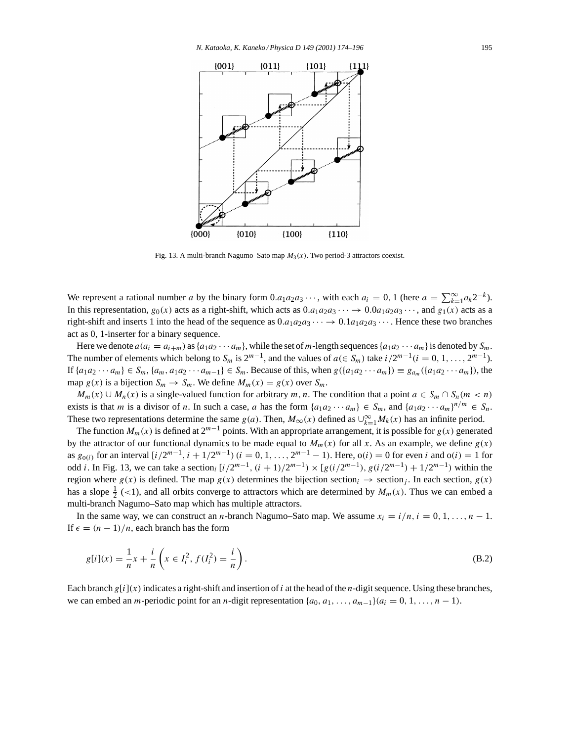Fig. 13. A multi-branch Nagumo–Sato map $M_3(x)$. Two period-3 attractors coexist.

We represent a rational number $a$ by the binary form $0.a_1a_2a_3\cdots$, with each $a_i = 0, 1$ (here $a = \sum_{k=1}^{\infty} a_k 2^{-k}$). In this representation, $g_0(x)$ acts as a right-shift, which acts as $0.a_1a_2a_3\cdots \to 0.0a_1a_2a_3\cdots$, and $g_1(x)$ acts as a right-shift and inserts 1 into the head of the sequence as $0.a_1a_2a_3\cdots \to 0.1a_1a_2a_3\cdots$. Hence these two branches act as 0, 1-inserter for a binary sequence.

Here we denote $a(a_i = a_{i+m})$ as $\{a_1a_2\cdots a_m\}$, while the set of $m$-length sequences $\{a_1a_2\cdots a_m\}$ is denoted by $S_m$. The number of elements which belong to $S_m$ is $2^{m-1}$, and the values of $a(\in S_m)$ take $i/2^{m-1}(i = 0, 1, \ldots, 2^{m-1})$. If $\{a_1a_2\cdots a_m\} \in S_m$, $\{a_m, a_1a_2\cdots a_{m-1}\} \in S_m$. Because of this, when $g(\{a_1a_2\cdots a_m\}) \equiv g_{a_m}(\{a_1a_2\cdots a_m\})$, the map $g(x)$ is a bijection $S_m \to S_m$. We define $M_m(x) = g(x)$ over $S_m$.

$M_m(x) \cup M_n(x)$ is a single-valued function for arbitrary $m, n$. The condition that a point $a \in S_m \cap S_n (m < n)$ exists is that $m$ is a divisor of $n$. In such a case, $a$ has the form $\{a_1a_2\cdots a_m\} \in S_m$, and $\{a_1a_2\cdots a_m\}^{n/m} \in S_n$. These two representations determine the same $g(a)$. Then, $M_\infty(x)$ defined as $\cup_{k=1}^{\infty} M_k(x)$ has an infinite period.

The function $M_m(x)$ is defined at $2^{m-1}$ points. With an appropriate arrangement, it is possible for $g(x)$ generated by the attractor of our functional dynamics to be made equal to $M_m(x)$ for all $x$. As an example, we define $g(x)$ as $g_{o(i)}$ for an interval $[i/2^{m-1}, i + 1/2^{m-1})$ $(i = 0, 1, \ldots, 2^{m-1} - 1)$. Here, $o(i) = 0$ for even $i$ and $o(i) = 1$ for odd $i$. In Fig. 13, we can take a section$_i$ $[i/2^{m-1}, (i + 1)/2^{m-1}) \times [g(i/2^{m-1}), g(i/2^{m-1}) + 1/2^{m-1})$ within the region where $g(x)$ is defined. The map $g(x)$ determines the bijection section$_i$ $\to$ section$_j$. In each section, $g(x)$ has a slope $\frac{1}{2}$ $(<1)$, and all orbits converge to attractors which are determined by $M_m(x)$. Thus we can embed a multi-branch Nagumo–Sato map which has multiple attractors.

In the same way, we can construct an $n$-branch Nagumo–Sato map. We assume $x_i = i/n, i = 0, 1, \ldots, n - 1$. If $\epsilon = (n - 1)/n$, each branch has the form

$$g[i](x) = \frac{1}{n}x + \frac{i}{n}\left(x \in I_i^2, f(I_i^2) = \frac{i}{n}\right). \tag{B.2}$$

Each branch $g[i](x)$ indicates a right-shift and insertion of $i$ at the head of the $n$-digit sequence. Using these branches, we can embed an $m$-periodic point for an $n$-digit representation $\{a_0, a_1, \ldots, a_{m-1}\}(a_i = 0, 1, \ldots, n - 1)$.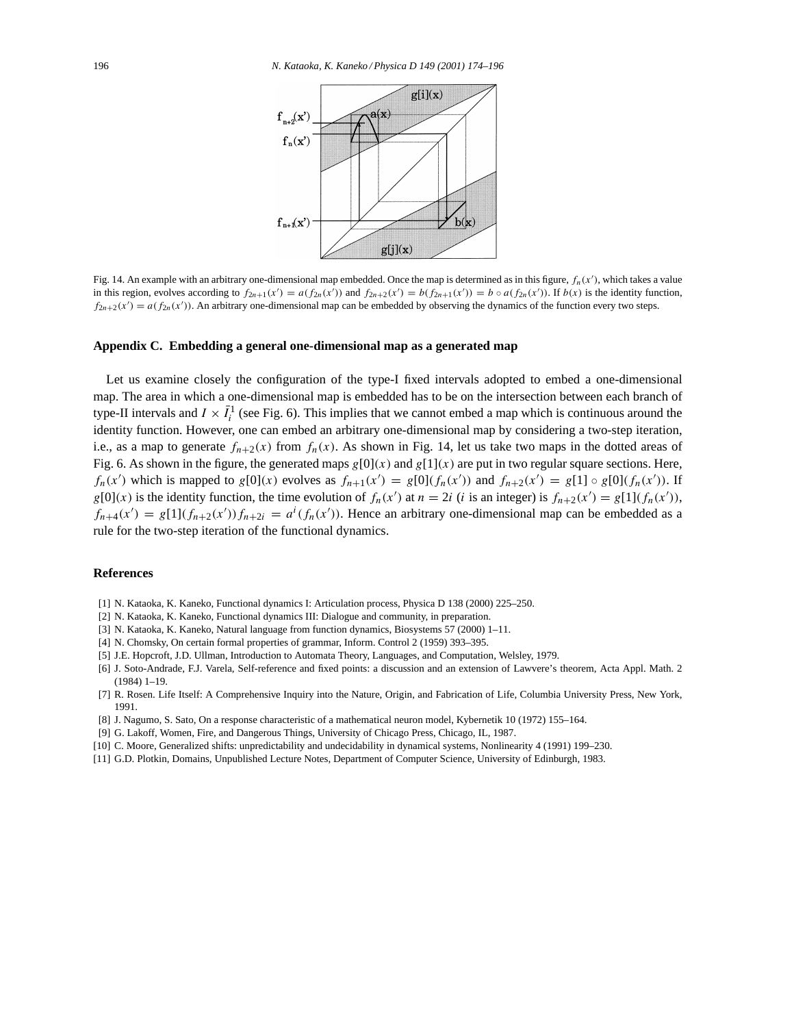g[i](x)

$f_{n+2}(x')$

a(x)

$f_n(x')$

$f_{n+1}(x')$

b(x)

g[j](x)

Fig. 14. An example with an arbitrary one-dimensional map embedded. Once the map is determined as in this figure, $f_n(x')$, which takes a value in this region, evolves according to $f_{2n+1}(x') = a(f_{2n}(x'))$ and $f_{2n+2}(x') = b(f_{2n+1}(x')) = b \circ a(f_{2n}(x'))$. If $b(x)$ is the identity function, $f_{2n+2}(x') = a(f_{2n}(x'))$. An arbitrary one-dimensional map can be embedded by observing the dynamics of the function every two steps.

## Appendix C. Embedding a general one-dimensional map as a generated map

Let us examine closely the configuration of the type-I fixed intervals adopted to embed a one-dimensional map. The area in which a one-dimensional map is embedded has to be on the intersection between each branch of type-II intervals and $I \times \bar{I}_i^1$ (see Fig. 6). This implies that we cannot embed a map which is continuous around the identity function. However, one can embed an arbitrary one-dimensional map by considering a two-step iteration, i.e., as a map to generate $f_{n+2}(x)$ from $f_n(x)$. As shown in Fig. 14, let us take two maps in the dotted areas of Fig. 6. As shown in the figure, the generated maps $g[0](x)$ and $g[1](x)$ are put in two regular square sections. Here, $f_n(x')$ which is mapped to $g[0](x)$ evolves as $f_{n+1}(x') = g[0](f_n(x'))$ and $f_{n+2}(x') = g[1] \circ g[0](f_n(x'))$. If $g[0](x)$ is the identity function, the time evolution of $f_n(x')$ at $n = 2i$ ($i$ is an integer) is $f_{n+2}(x') = g[1](f_n(x'))$, $f_{n+4}(x') = g[1](f_{n+2}(x')) f_{n+2i} = a^i(f_n(x'))$. Hence an arbitrary one-dimensional map can be embedded as a rule for the two-step iteration of the functional dynamics.

## References

[1] N. Kataoka, K. Kaneko, Functional dynamics I: Articulation process, Physica D 138 (2000) 225–250.

[2] N. Kataoka, K. Kaneko, Functional dynamics III: Dialogue and community, in preparation.

[3] N. Kataoka, K. Kaneko, Natural language from function dynamics, Biosystems 57 (2000) 1–11.

[4] N. Chomsky, On certain formal properties of grammar, Inform. Control 2 (1959) 393–395.

[5] J.E. Hopcroft, J.D. Ullman, Introduction to Automata Theory, Languages, and Computation, Welsley, 1979.

[6] J. Soto-Andrade, F.J. Varela, Self-reference and fixed points: a discussion and an extension of Lawvere's theorem, Acta Appl. Math. 2 (1984) 1–19.

[7] R. Rosen. Life Itself: A Comprehensive Inquiry into the Nature, Origin, and Fabrication of Life, Columbia University Press, New York, 1991.

[8] J. Nagumo, S. Sato, On a response characteristic of a mathematical neuron model, Kybernetik 10 (1972) 155–164.

[9] G. Lakoff, Women, Fire, and Dangerous Things, University of Chicago Press, Chicago, IL, 1987.

[10] C. Moore, Generalized shifts: unpredictability and undecidability in dynamical systems, Nonlinearity 4 (1991) 199–230.

[11] G.D. Plotkin, Domains, Unpublished Lecture Notes, Department of Computer Science, University of Edinburgh, 1983.